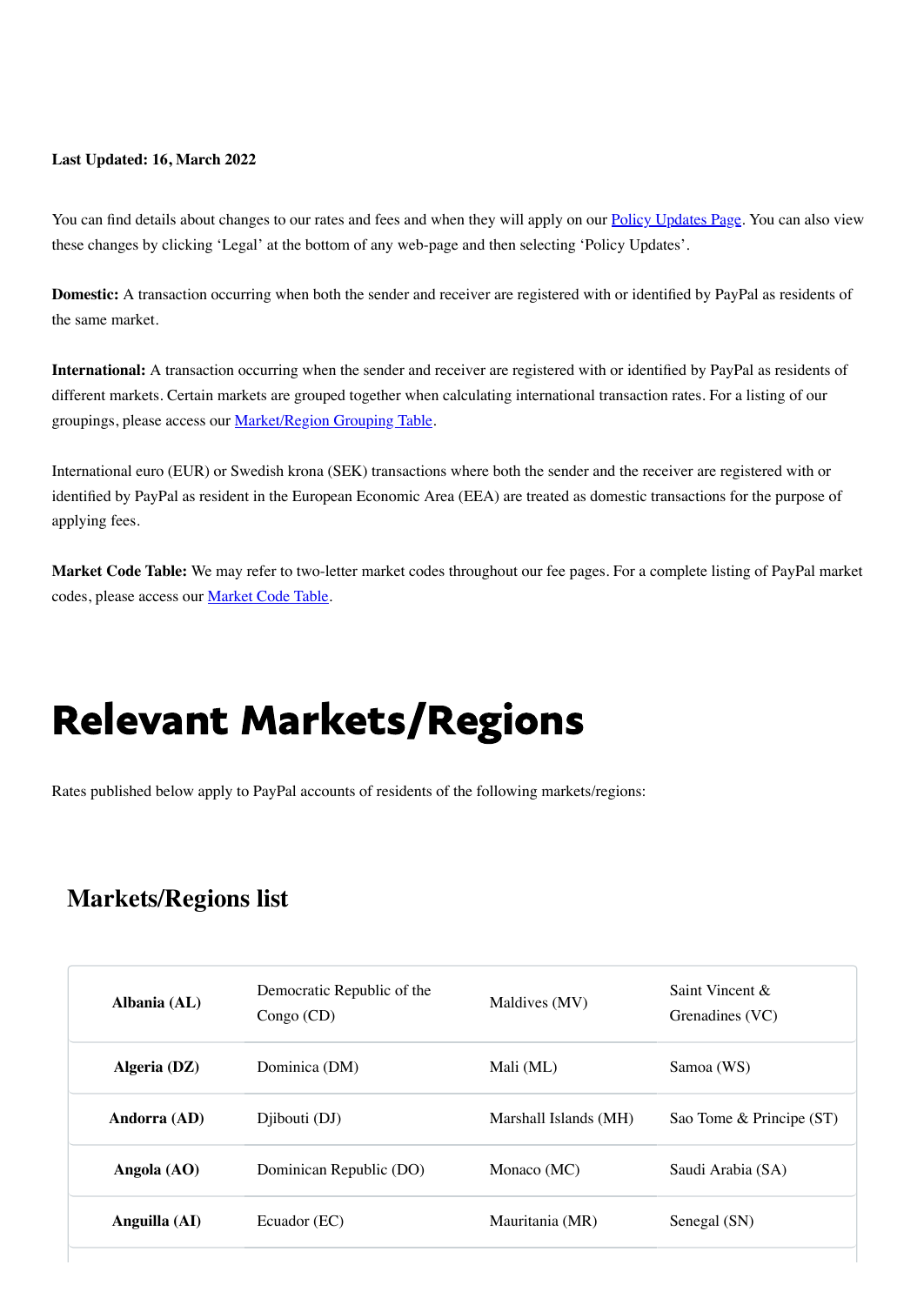**Last Updated: 16, March 2022**

You can find details about changes to our rates and fees and when they will apply on our [Policy Updates Page](). You can also view these changes by clicking 'Legal' at the bottom of any web-page and then selecting 'Policy Updates'.

**Domestic:** A transaction occurring when both the sender and receiver are registered with or identified by PayPal as residents of the same market.

**International:** A transaction occurring when the sender and receiver are registered with or identified by PayPal as residents of different markets. Certain markets are grouped together when calculating international transaction rates. For a listing of our groupings, please access our [Market/Region Grouping Table]().

International euro (EUR) or Swedish krona (SEK) transactions where both the sender and the receiver are registered with or identified by PayPal as resident in the European Economic Area (EEA) are treated as domestic transactions for the purpose of applying fees.

**Market Code Table:** We may refer to two-letter market codes throughout our fee pages. For a complete listing of PayPal market codes, please access our [Market Code Table]().

# Relevant Markets/Regions

Rates published below apply to PayPal accounts of residents of the following markets/regions:

## Markets/Regions list

| | | | |
|---|---|---|---|
| **Albania (AL)** | Democratic Republic of the Congo (CD) | Maldives (MV) | Saint Vincent & Grenadines (VC) |
| **Algeria (DZ)** | Dominica (DM) | Mali (ML) | Samoa (WS) |
| **Andorra (AD)** | Djibouti (DJ) | Marshall Islands (MH) | Sao Tome & Principe (ST) |
| **Angola (AO)** | Dominican Republic (DO) | Monaco (MC) | Saudi Arabia (SA) |
| **Anguilla (AI)** | Ecuador (EC) | Mauritania (MR) | Senegal (SN) |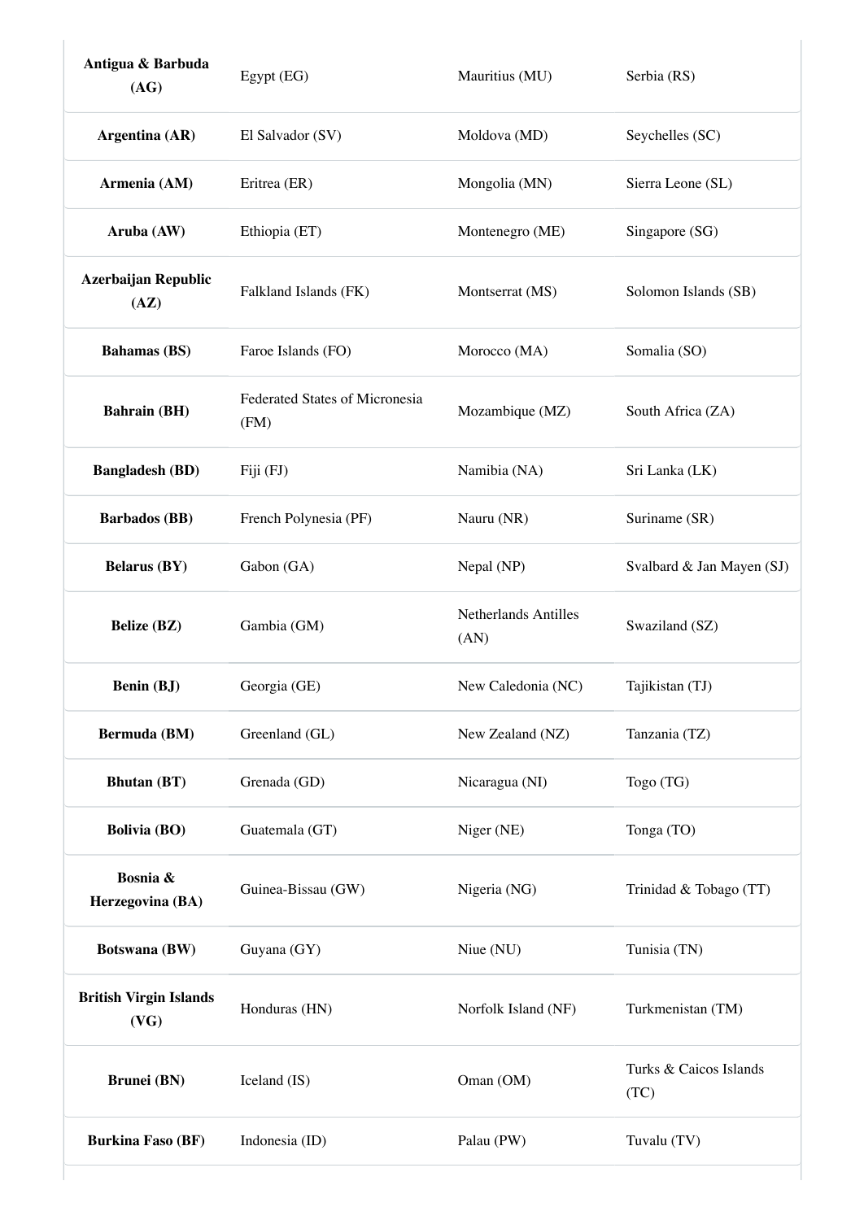| **Antigua & Barbuda (AG)** | Egypt (EG) | Mauritius (MU) | Serbia (RS) |
|---|---|---|---|
| **Argentina (AR)** | El Salvador (SV) | Moldova (MD) | Seychelles (SC) |
| **Armenia (AM)** | Eritrea (ER) | Mongolia (MN) | Sierra Leone (SL) |
| **Aruba (AW)** | Ethiopia (ET) | Montenegro (ME) | Singapore (SG) |
| **Azerbaijan Republic (AZ)** | Falkland Islands (FK) | Montserrat (MS) | Solomon Islands (SB) |
| **Bahamas (BS)** | Faroe Islands (FO) | Morocco (MA) | Somalia (SO) |
| **Bahrain (BH)** | Federated States of Micronesia (FM) | Mozambique (MZ) | South Africa (ZA) |
| **Bangladesh (BD)** | Fiji (FJ) | Namibia (NA) | Sri Lanka (LK) |
| **Barbados (BB)** | French Polynesia (PF) | Nauru (NR) | Suriname (SR) |
| **Belarus (BY)** | Gabon (GA) | Nepal (NP) | Svalbard & Jan Mayen (SJ) |
| **Belize (BZ)** | Gambia (GM) | Netherlands Antilles (AN) | Swaziland (SZ) |
| **Benin (BJ)** | Georgia (GE) | New Caledonia (NC) | Tajikistan (TJ) |
| **Bermuda (BM)** | Greenland (GL) | New Zealand (NZ) | Tanzania (TZ) |
| **Bhutan (BT)** | Grenada (GD) | Nicaragua (NI) | Togo (TG) |
| **Bolivia (BO)** | Guatemala (GT) | Niger (NE) | Tonga (TO) |
| **Bosnia & Herzegovina (BA)** | Guinea-Bissau (GW) | Nigeria (NG) | Trinidad & Tobago (TT) |
| **Botswana (BW)** | Guyana (GY) | Niue (NU) | Tunisia (TN) |
| **British Virgin Islands (VG)** | Honduras (HN) | Norfolk Island (NF) | Turkmenistan (TM) |
| **Brunei (BN)** | Iceland (IS) | Oman (OM) | Turks & Caicos Islands (TC) |
| **Burkina Faso (BF)** | Indonesia (ID) | Palau (PW) | Tuvalu (TV) |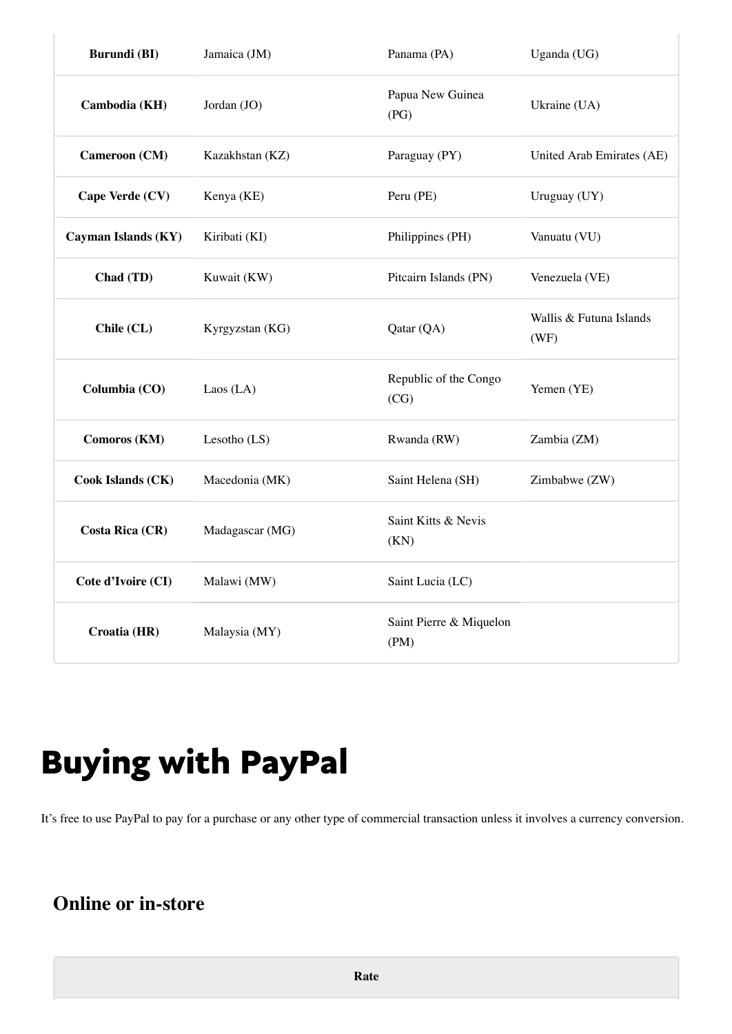| | | | |
|---|---|---|---|
| **Burundi (BI)** | Jamaica (JM) | Panama (PA) | Uganda (UG) |
| **Cambodia (KH)** | Jordan (JO) | Papua New Guinea (PG) | Ukraine (UA) |
| **Cameroon (CM)** | Kazakhstan (KZ) | Paraguay (PY) | United Arab Emirates (AE) |
| **Cape Verde (CV)** | Kenya (KE) | Peru (PE) | Uruguay (UY) |
| **Cayman Islands (KY)** | Kiribati (KI) | Philippines (PH) | Vanuatu (VU) |
| **Chad (TD)** | Kuwait (KW) | Pitcairn Islands (PN) | Venezuela (VE) |
| **Chile (CL)** | Kyrgyzstan (KG) | Qatar (QA) | Wallis & Futuna Islands (WF) |
| **Columbia (CO)** | Laos (LA) | Republic of the Congo (CG) | Yemen (YE) |
| **Comoros (KM)** | Lesotho (LS) | Rwanda (RW) | Zambia (ZM) |
| **Cook Islands (CK)** | Macedonia (MK) | Saint Helena (SH) | Zimbabwe (ZW) |
| **Costa Rica (CR)** | Madagascar (MG) | Saint Kitts & Nevis (KN) | |
| **Cote d'Ivoire (CI)** | Malawi (MW) | Saint Lucia (LC) | |
| **Croatia (HR)** | Malaysia (MY) | Saint Pierre & Miquelon (PM) | |

# Buying with PayPal

It's free to use PayPal to pay for a purchase or any other type of commercial transaction unless it involves a currency conversion.

## Online or in-store

| Rate |
|---|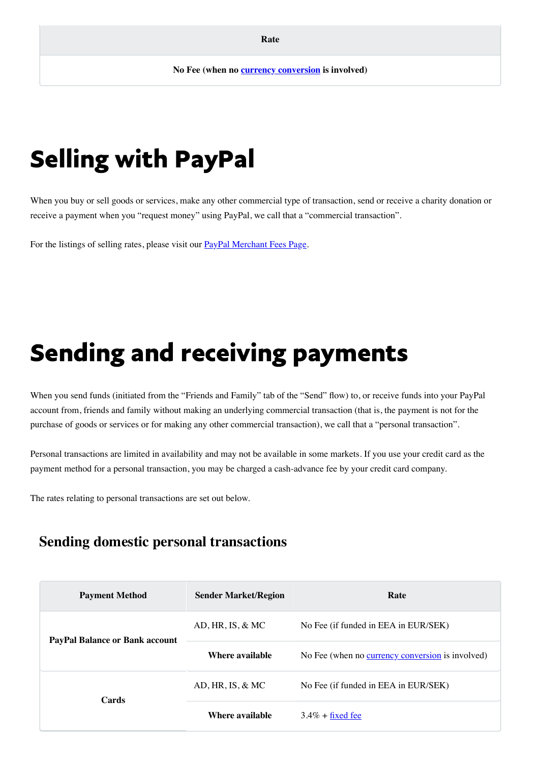| Rate |
| --- |
| **No Fee (when no currency conversion is involved)** |

# Selling with PayPal

When you buy or sell goods or services, make any other commercial type of transaction, send or receive a charity donation or receive a payment when you "request money" using PayPal, we call that a "commercial transaction".

For the listings of selling rates, please visit our PayPal Merchant Fees Page.

# Sending and receiving payments

When you send funds (initiated from the "Friends and Family" tab of the "Send" flow) to, or receive funds into your PayPal account from, friends and family without making an underlying commercial transaction (that is, the payment is not for the purchase of goods or services or for making any other commercial transaction), we call that a "personal transaction".

Personal transactions are limited in availability and may not be available in some markets. If you use your credit card as the payment method for a personal transaction, you may be charged a cash-advance fee by your credit card company.

The rates relating to personal transactions are set out below.

## Sending domestic personal transactions

| Payment Method | Sender Market/Region | Rate |
| --- | --- | --- |
| **PayPal Balance or Bank account** | AD, HR, IS, & MC | No Fee (if funded in EEA in EUR/SEK) |
| | **Where available** | No Fee (when no currency conversion is involved) |
| **Cards** | AD, HR, IS, & MC | No Fee (if funded in EEA in EUR/SEK) |
| | **Where available** | 3.4% + fixed fee |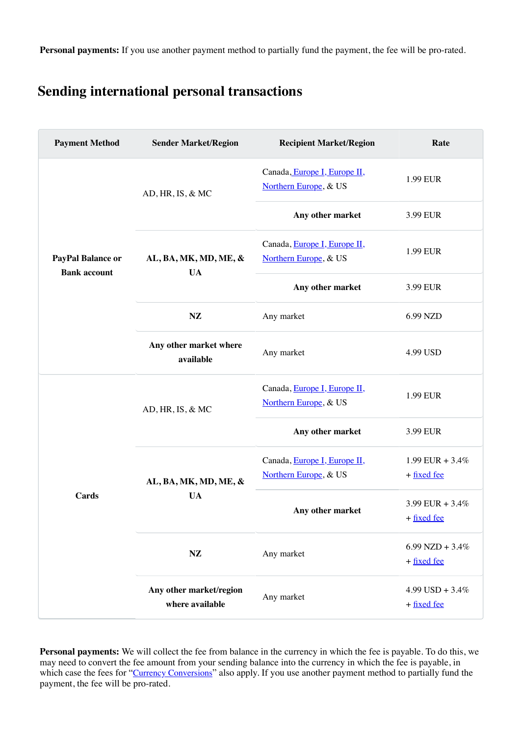**Personal payments:** If you use another payment method to partially fund the payment, the fee will be pro-rated.

## Sending international personal transactions

| Payment Method | Sender Market/Region | Recipient Market/Region | Rate |
|---|---|---|---|
| PayPal Balance or Bank account | AD, HR, IS, & MC | Canada, Europe I, Europe II, Northern Europe, & US | 1.99 EUR |
| | | **Any other market** | 3.99 EUR |
| | **AL, BA, MK, MD, ME, & UA** | Canada, Europe I, Europe II, Northern Europe, & US | 1.99 EUR |
| | | **Any other market** | 3.99 EUR |
| | **NZ** | Any market | 6.99 NZD |
| | **Any other market where available** | Any market | 4.99 USD |
| Cards | AD, HR, IS, & MC | Canada, Europe I, Europe II, Northern Europe, & US | 1.99 EUR |
| | | **Any other market** | 3.99 EUR |
| | **AL, BA, MK, MD, ME, & UA** | Canada, Europe I, Europe II, Northern Europe, & US | 1.99 EUR + 3.4% + fixed fee |
| | | **Any other market** | 3.99 EUR + 3.4% + fixed fee |
| | **NZ** | Any market | 6.99 NZD + 3.4% + fixed fee |
| | **Any other market/region where available** | Any market | 4.99 USD + 3.4% + fixed fee |

**Personal payments:** We will collect the fee from balance in the currency in which the fee is payable. To do this, we may need to convert the fee amount from your sending balance into the currency in which the fee is payable, in which case the fees for "Currency Conversions" also apply. If you use another payment method to partially fund the payment, the fee will be pro-rated.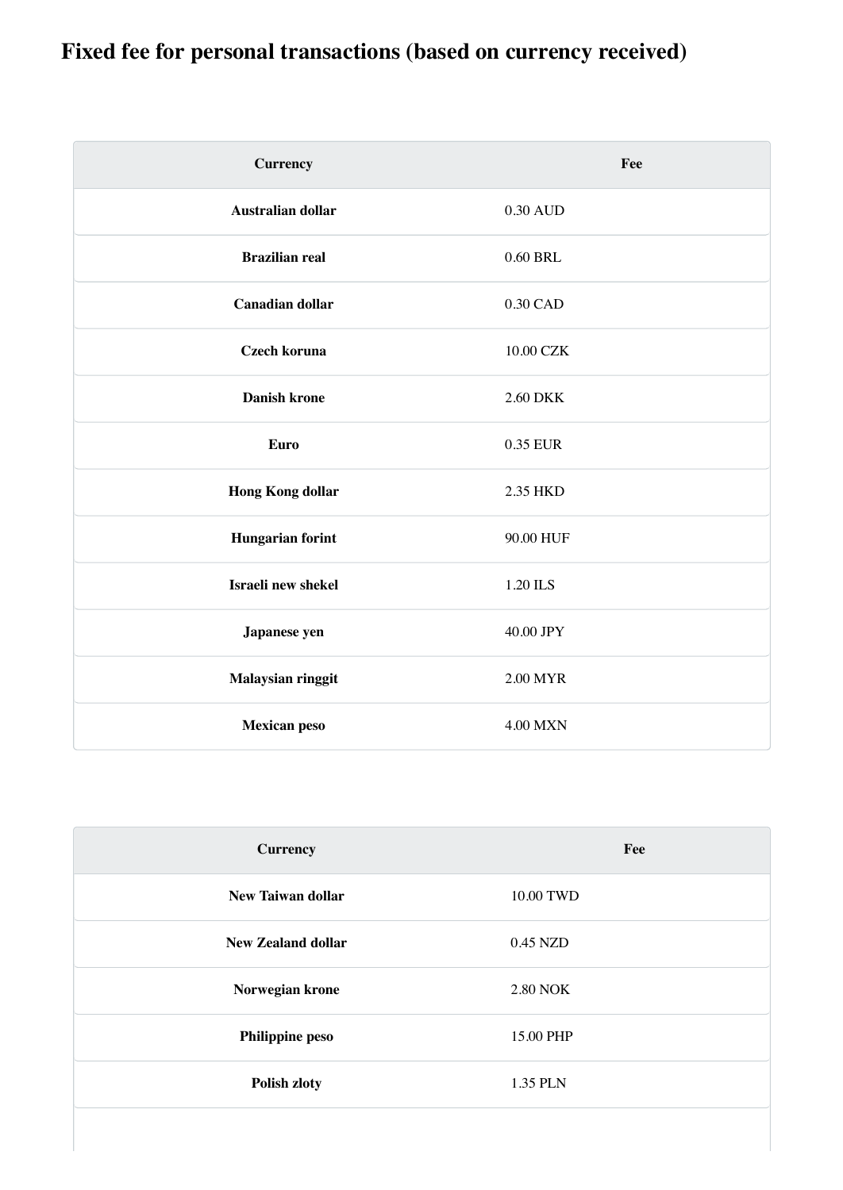# Fixed fee for personal transactions (based on currency received)

| Currency | Fee |
|---|---|
| **Australian dollar** | 0.30 AUD |
| **Brazilian real** | 0.60 BRL |
| **Canadian dollar** | 0.30 CAD |
| **Czech koruna** | 10.00 CZK |
| **Danish krone** | 2.60 DKK |
| **Euro** | 0.35 EUR |
| **Hong Kong dollar** | 2.35 HKD |
| **Hungarian forint** | 90.00 HUF |
| **Israeli new shekel** | 1.20 ILS |
| **Japanese yen** | 40.00 JPY |
| **Malaysian ringgit** | 2.00 MYR |
| **Mexican peso** | 4.00 MXN |
| **New Taiwan dollar** | 10.00 TWD |
| **New Zealand dollar** | 0.45 NZD |
| **Norwegian krone** | 2.80 NOK |
| **Philippine peso** | 15.00 PHP |
| **Polish zloty** | 1.35 PLN |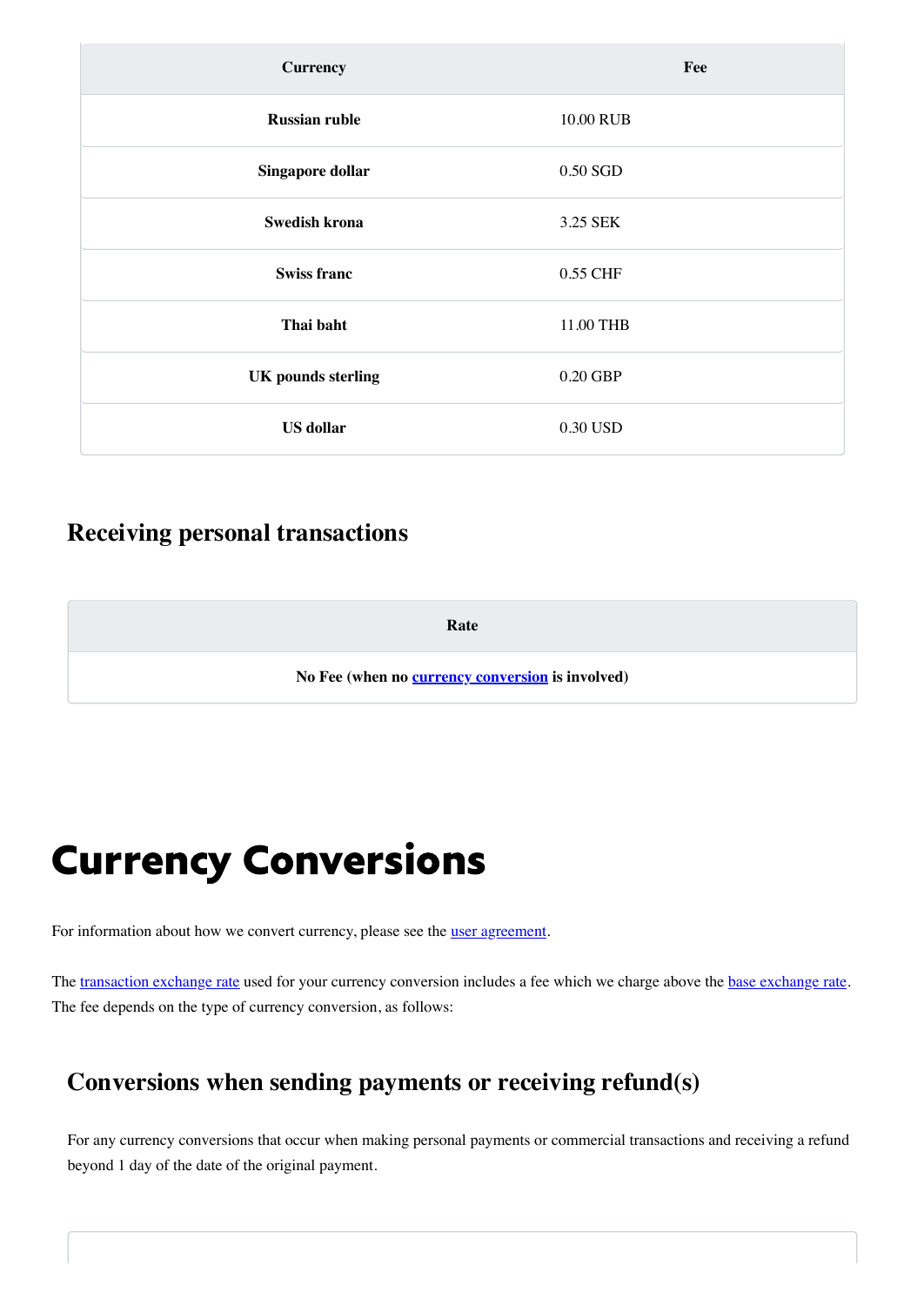| Currency | Fee |
| --- | --- |
| **Russian ruble** | 10.00 RUB |
| **Singapore dollar** | 0.50 SGD |
| **Swedish krona** | 3.25 SEK |
| **Swiss franc** | 0.55 CHF |
| **Thai baht** | 11.00 THB |
| **UK pounds sterling** | 0.20 GBP |
| **US dollar** | 0.30 USD |

## Receiving personal transactions

| Rate |
| --- |
| **No Fee (when no currency conversion is involved)** |

# Currency Conversions

For information about how we convert currency, please see the user agreement.

The transaction exchange rate used for your currency conversion includes a fee which we charge above the base exchange rate. The fee depends on the type of currency conversion, as follows:

## Conversions when sending payments or receiving refund(s)

For any currency conversions that occur when making personal payments or commercial transactions and receiving a refund beyond 1 day of the date of the original payment.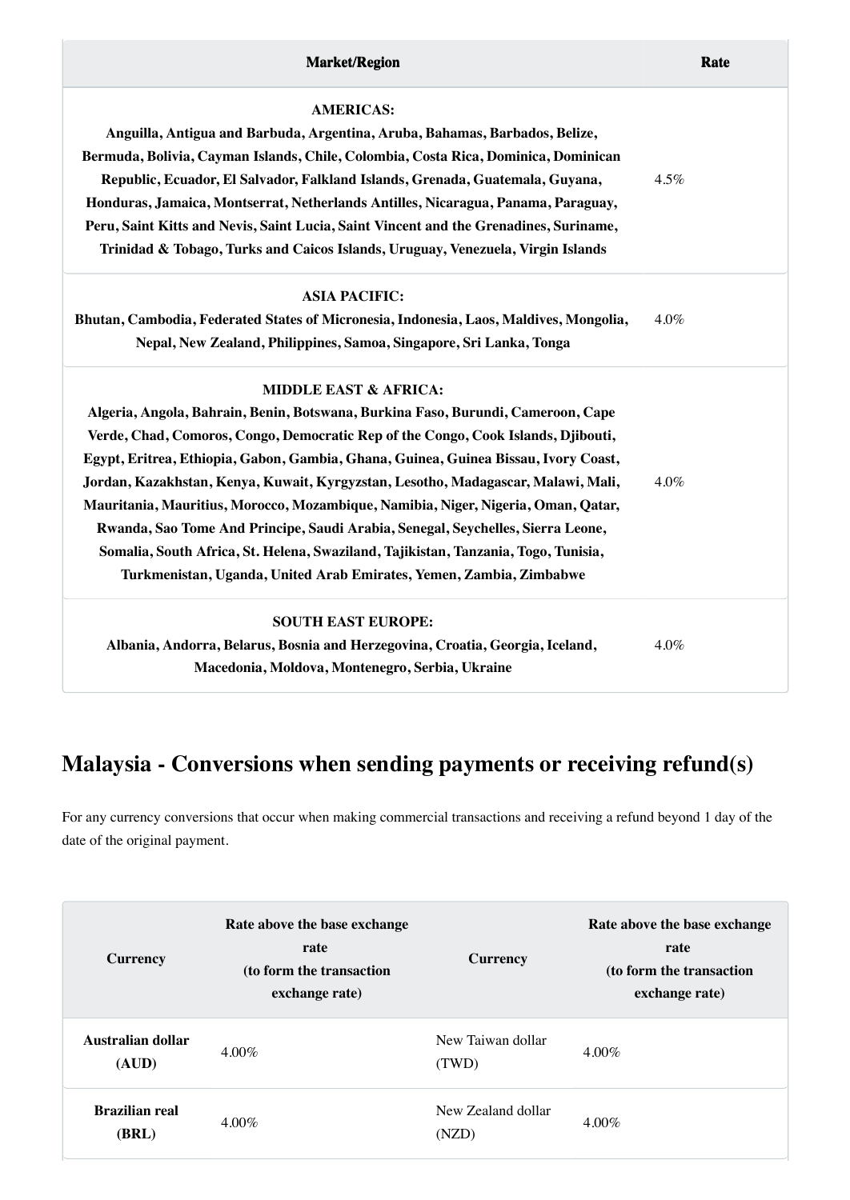| Market/Region | Rate |
|---|---|
| **AMERICAS:** **Anguilla, Antigua and Barbuda, Argentina, Aruba, Bahamas, Barbados, Belize, Bermuda, Bolivia, Cayman Islands, Chile, Colombia, Costa Rica, Dominica, Dominican Republic, Ecuador, El Salvador, Falkland Islands, Grenada, Guatemala, Guyana, Honduras, Jamaica, Montserrat, Netherlands Antilles, Nicaragua, Panama, Paraguay, Peru, Saint Kitts and Nevis, Saint Lucia, Saint Vincent and the Grenadines, Suriname, Trinidad & Tobago, Turks and Caicos Islands, Uruguay, Venezuela, Virgin Islands** | 4.5% |
| **ASIA PACIFIC:** **Bhutan, Cambodia, Federated States of Micronesia, Indonesia, Laos, Maldives, Mongolia, Nepal, New Zealand, Philippines, Samoa, Singapore, Sri Lanka, Tonga** | 4.0% |
| **MIDDLE EAST & AFRICA:** **Algeria, Angola, Bahrain, Benin, Botswana, Burkina Faso, Burundi, Cameroon, Cape Verde, Chad, Comoros, Congo, Democratic Rep of the Congo, Cook Islands, Djibouti, Egypt, Eritrea, Ethiopia, Gabon, Gambia, Ghana, Guinea, Guinea Bissau, Ivory Coast, Jordan, Kazakhstan, Kenya, Kuwait, Kyrgyzstan, Lesotho, Madagascar, Malawi, Mali, Mauritania, Mauritius, Morocco, Mozambique, Namibia, Niger, Nigeria, Oman, Qatar, Rwanda, Sao Tome And Principe, Saudi Arabia, Senegal, Seychelles, Sierra Leone, Somalia, South Africa, St. Helena, Swaziland, Tajikistan, Tanzania, Togo, Tunisia, Turkmenistan, Uganda, United Arab Emirates, Yemen, Zambia, Zimbabwe** | 4.0% |
| **SOUTH EAST EUROPE:** **Albania, Andorra, Belarus, Bosnia and Herzegovina, Croatia, Georgia, Iceland, Macedonia, Moldova, Montenegro, Serbia, Ukraine** | 4.0% |

## Malaysia - Conversions when sending payments or receiving refund(s)

For any currency conversions that occur when making commercial transactions and receiving a refund beyond 1 day of the date of the original payment.

| Currency | Rate above the base exchange rate (to form the transaction exchange rate) | Currency | Rate above the base exchange rate (to form the transaction exchange rate) |
|---|---|---|---|
| **Australian dollar (AUD)** | 4.00% | New Taiwan dollar (TWD) | 4.00% |
| **Brazilian real (BRL)** | 4.00% | New Zealand dollar (NZD) | 4.00% |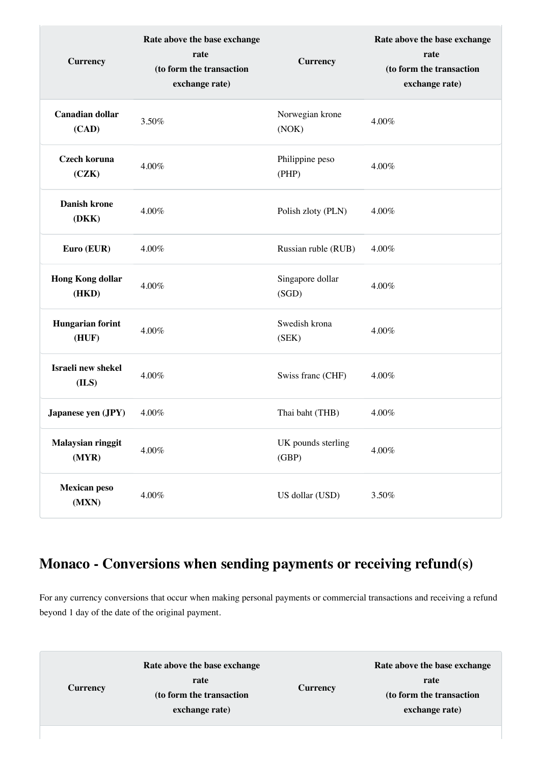| Currency | Rate above the base exchange rate (to form the transaction exchange rate) | Currency | Rate above the base exchange rate (to form the transaction exchange rate) |
|---|---|---|---|
| **Canadian dollar (CAD)** | 3.50% | Norwegian krone (NOK) | 4.00% |
| **Czech koruna (CZK)** | 4.00% | Philippine peso (PHP) | 4.00% |
| **Danish krone (DKK)** | 4.00% | Polish zloty (PLN) | 4.00% |
| **Euro (EUR)** | 4.00% | Russian ruble (RUB) | 4.00% |
| **Hong Kong dollar (HKD)** | 4.00% | Singapore dollar (SGD) | 4.00% |
| **Hungarian forint (HUF)** | 4.00% | Swedish krona (SEK) | 4.00% |
| **Israeli new shekel (ILS)** | 4.00% | Swiss franc (CHF) | 4.00% |
| **Japanese yen (JPY)** | 4.00% | Thai baht (THB) | 4.00% |
| **Malaysian ringgit (MYR)** | 4.00% | UK pounds sterling (GBP) | 4.00% |
| **Mexican peso (MXN)** | 4.00% | US dollar (USD) | 3.50% |

## Monaco - Conversions when sending payments or receiving refund(s)

For any currency conversions that occur when making personal payments or commercial transactions and receiving a refund beyond 1 day of the date of the original payment.

| Currency | Rate above the base exchange rate (to form the transaction exchange rate) | Currency | Rate above the base exchange rate (to form the transaction exchange rate) |
|---|---|---|---|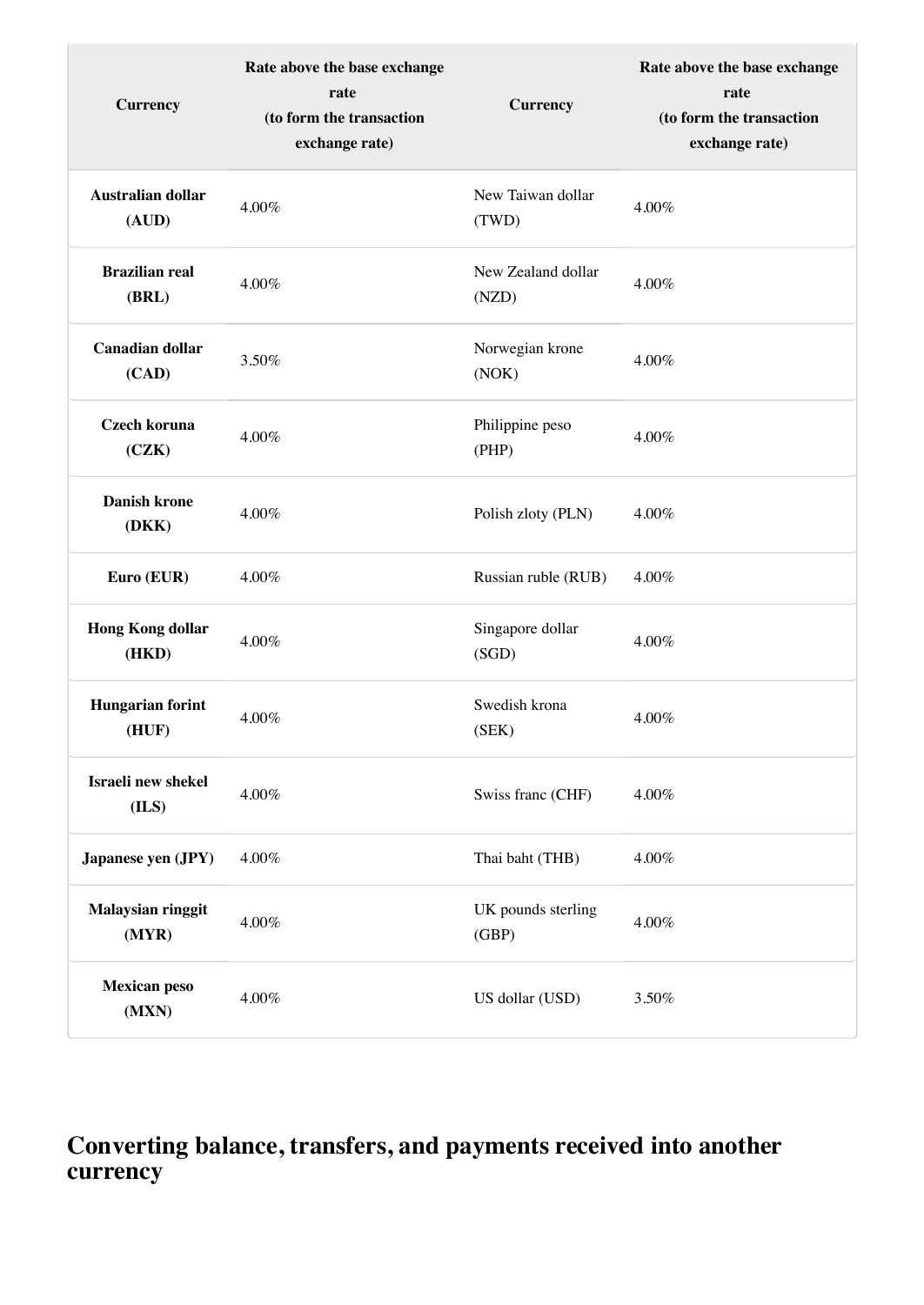| Currency | Rate above the base exchange rate (to form the transaction exchange rate) | Currency | Rate above the base exchange rate (to form the transaction exchange rate) |
| --- | --- | --- | --- |
| **Australian dollar (AUD)** | 4.00% | New Taiwan dollar (TWD) | 4.00% |
| **Brazilian real (BRL)** | 4.00% | New Zealand dollar (NZD) | 4.00% |
| **Canadian dollar (CAD)** | 3.50% | Norwegian krone (NOK) | 4.00% |
| **Czech koruna (CZK)** | 4.00% | Philippine peso (PHP) | 4.00% |
| **Danish krone (DKK)** | 4.00% | Polish zloty (PLN) | 4.00% |
| **Euro (EUR)** | 4.00% | Russian ruble (RUB) | 4.00% |
| **Hong Kong dollar (HKD)** | 4.00% | Singapore dollar (SGD) | 4.00% |
| **Hungarian forint (HUF)** | 4.00% | Swedish krona (SEK) | 4.00% |
| **Israeli new shekel (ILS)** | 4.00% | Swiss franc (CHF) | 4.00% |
| **Japanese yen (JPY)** | 4.00% | Thai baht (THB) | 4.00% |
| **Malaysian ringgit (MYR)** | 4.00% | UK pounds sterling (GBP) | 4.00% |
| **Mexican peso (MXN)** | 4.00% | US dollar (USD) | 3.50% |

## Converting balance, transfers, and payments received into another currency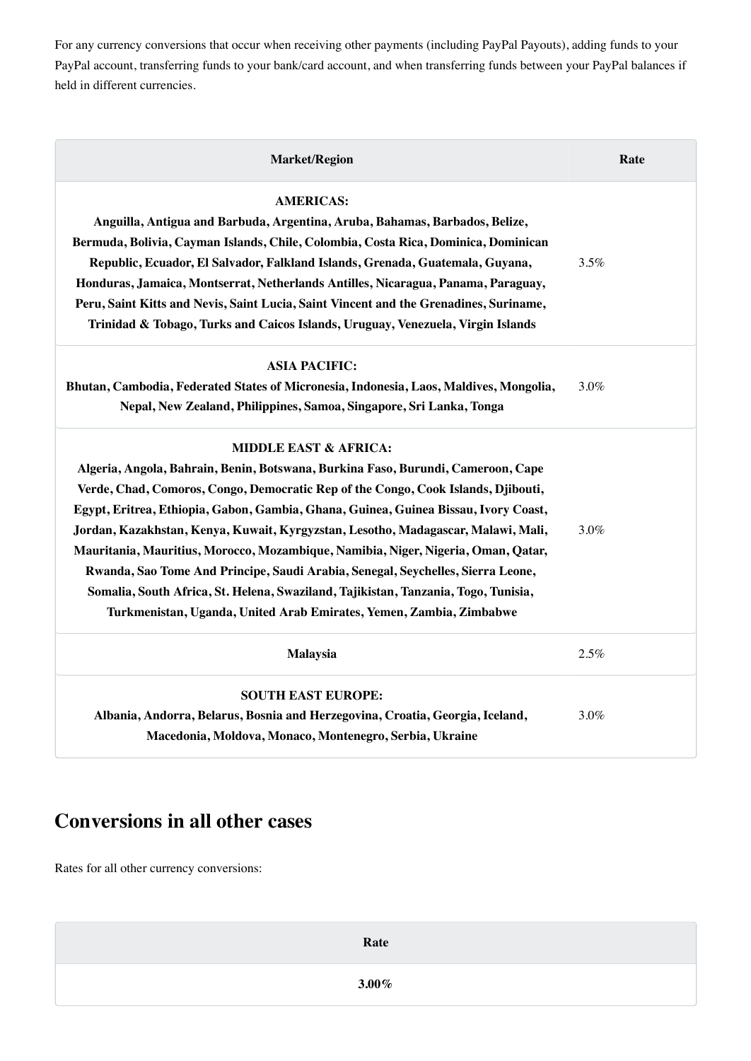For any currency conversions that occur when receiving other payments (including PayPal Payouts), adding funds to your PayPal account, transferring funds to your bank/card account, and when transferring funds between your PayPal balances if held in different currencies.

| Market/Region | Rate |
| --- | --- |
| **AMERICAS:** **Anguilla, Antigua and Barbuda, Argentina, Aruba, Bahamas, Barbados, Belize, Bermuda, Bolivia, Cayman Islands, Chile, Colombia, Costa Rica, Dominica, Dominican Republic, Ecuador, El Salvador, Falkland Islands, Grenada, Guatemala, Guyana, Honduras, Jamaica, Montserrat, Netherlands Antilles, Nicaragua, Panama, Paraguay, Peru, Saint Kitts and Nevis, Saint Lucia, Saint Vincent and the Grenadines, Suriname, Trinidad & Tobago, Turks and Caicos Islands, Uruguay, Venezuela, Virgin Islands** | 3.5% |
| **ASIA PACIFIC:** **Bhutan, Cambodia, Federated States of Micronesia, Indonesia, Laos, Maldives, Mongolia, Nepal, New Zealand, Philippines, Samoa, Singapore, Sri Lanka, Tonga** | 3.0% |
| **MIDDLE EAST & AFRICA:** **Algeria, Angola, Bahrain, Benin, Botswana, Burkina Faso, Burundi, Cameroon, Cape Verde, Chad, Comoros, Congo, Democratic Rep of the Congo, Cook Islands, Djibouti, Egypt, Eritrea, Ethiopia, Gabon, Gambia, Ghana, Guinea, Guinea Bissau, Ivory Coast, Jordan, Kazakhstan, Kenya, Kuwait, Kyrgyzstan, Lesotho, Madagascar, Malawi, Mali, Mauritania, Mauritius, Morocco, Mozambique, Namibia, Niger, Nigeria, Oman, Qatar, Rwanda, Sao Tome And Principe, Saudi Arabia, Senegal, Seychelles, Sierra Leone, Somalia, South Africa, St. Helena, Swaziland, Tajikistan, Tanzania, Togo, Tunisia, Turkmenistan, Uganda, United Arab Emirates, Yemen, Zambia, Zimbabwe** | 3.0% |
| **Malaysia** | 2.5% |
| **SOUTH EAST EUROPE:** **Albania, Andorra, Belarus, Bosnia and Herzegovina, Croatia, Georgia, Iceland, Macedonia, Moldova, Monaco, Montenegro, Serbia, Ukraine** | 3.0% |

## Conversions in all other cases

Rates for all other currency conversions:

| Rate |
| --- |
| **3.00%** |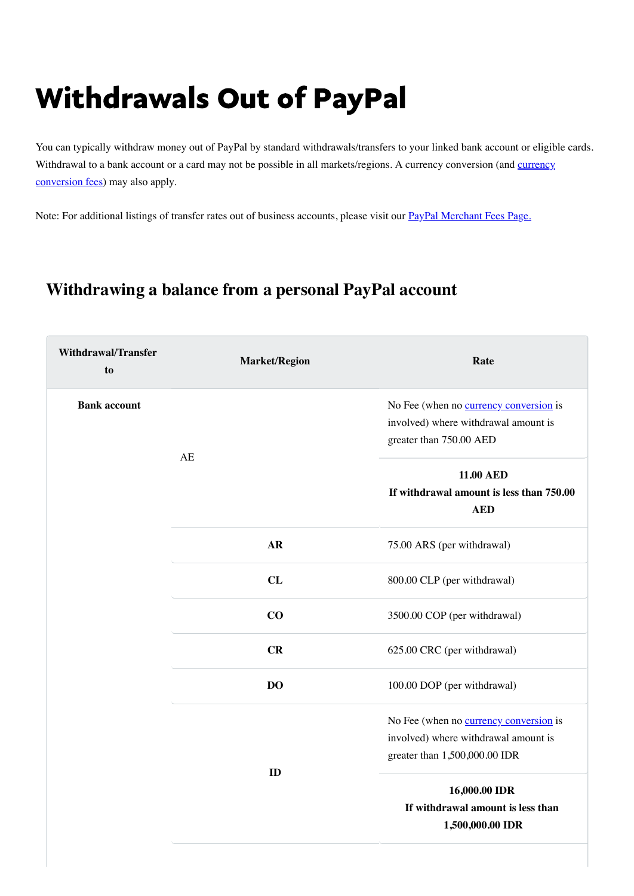# Withdrawals Out of PayPal

You can typically withdraw money out of PayPal by standard withdrawals/transfers to your linked bank account or eligible cards. Withdrawal to a bank account or a card may not be possible in all markets/regions. A currency conversion (and currency conversion fees) may also apply.

Note: For additional listings of transfer rates out of business accounts, please visit our PayPal Merchant Fees Page.

## Withdrawing a balance from a personal PayPal account

| Withdrawal/Transfer to | Market/Region | Rate |
| --- | --- | --- |
| **Bank account** | AE | No Fee (when no currency conversion is involved) where withdrawal amount is greater than 750.00 AED |
| | | **11.00 AED**<br>**If withdrawal amount is less than 750.00 AED** |
| | **AR** | 75.00 ARS (per withdrawal) |
| | **CL** | 800.00 CLP (per withdrawal) |
| | **CO** | 3500.00 COP (per withdrawal) |
| | **CR** | 625.00 CRC (per withdrawal) |
| | **DO** | 100.00 DOP (per withdrawal) |
| | **ID** | No Fee (when no currency conversion is involved) where withdrawal amount is greater than 1,500,000.00 IDR |
| | | **16,000.00 IDR**<br>**If withdrawal amount is less than 1,500,000.00 IDR** |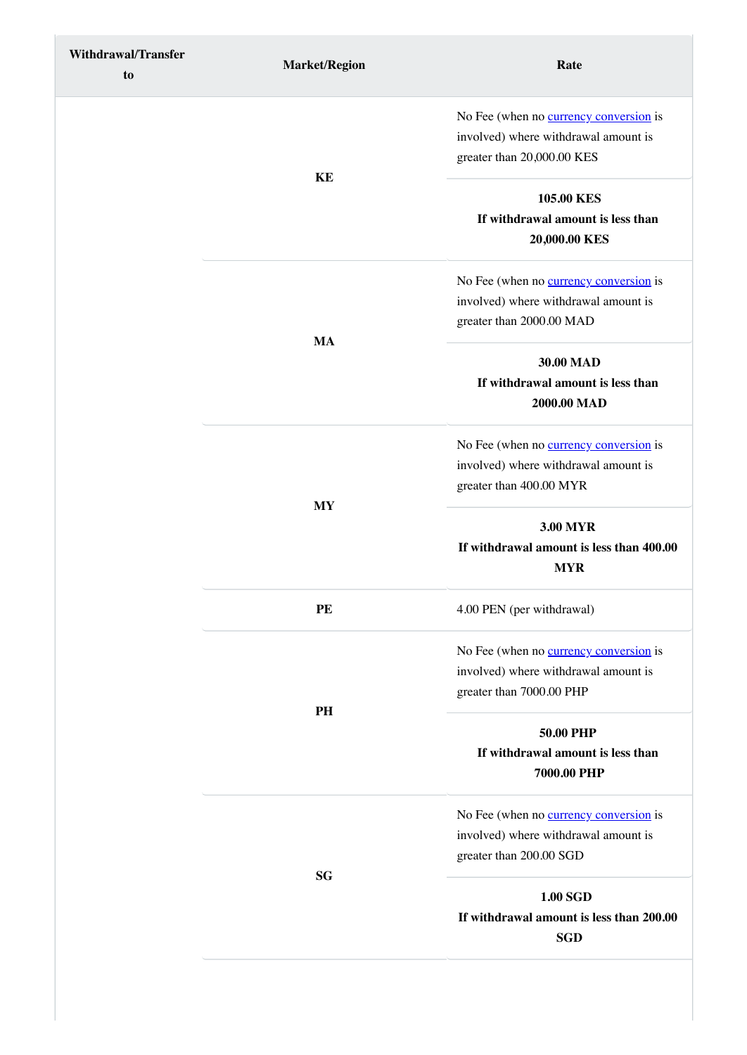| Withdrawal/Transfer to | Market/Region | Rate |
|---|---|---|
| | KE | No Fee (when no currency conversion is involved) where withdrawal amount is greater than 20,000.00 KES |
| | | **105.00 KES**<br>**If withdrawal amount is less than 20,000.00 KES** |
| | MA | No Fee (when no currency conversion is involved) where withdrawal amount is greater than 2000.00 MAD |
| | | **30.00 MAD**<br>**If withdrawal amount is less than 2000.00 MAD** |
| | MY | No Fee (when no currency conversion is involved) where withdrawal amount is greater than 400.00 MYR |
| | | **3.00 MYR**<br>**If withdrawal amount is less than 400.00 MYR** |
| | PE | 4.00 PEN (per withdrawal) |
| | PH | No Fee (when no currency conversion is involved) where withdrawal amount is greater than 7000.00 PHP |
| | | **50.00 PHP**<br>**If withdrawal amount is less than 7000.00 PHP** |
| | SG | No Fee (when no currency conversion is involved) where withdrawal amount is greater than 200.00 SGD |
| | | **1.00 SGD**<br>**If withdrawal amount is less than 200.00 SGD** |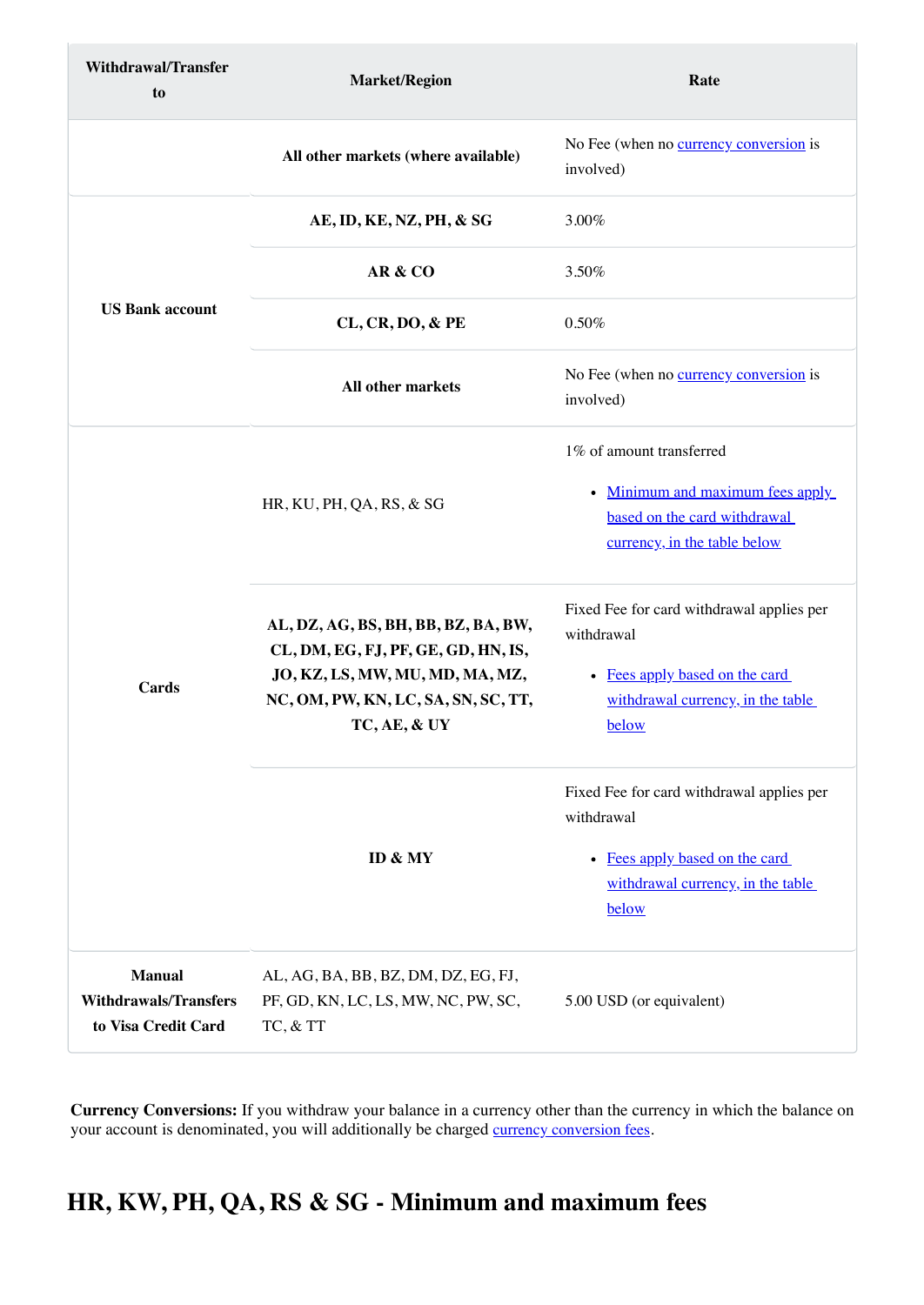| Withdrawal/Transfer to | Market/Region | Rate |
|---|---|---|
| | **All other markets (where available)** | No Fee (when no currency conversion is involved) |
| **US Bank account** | **AE, ID, KE, NZ, PH, & SG** | 3.00% |
| | **AR & CO** | 3.50% |
| | **CL, CR, DO, & PE** | 0.50% |
| | **All other markets** | No Fee (when no currency conversion is involved) |
| **Cards** | HR, KU, PH, QA, RS, & SG | 1% of amount transferred<br>• Minimum and maximum fees apply based on the card withdrawal currency, in the table below |
| | **AL, DZ, AG, BS, BH, BB, BZ, BA, BW, CL, DM, EG, FJ, PF, GE, GD, HN, IS, JO, KZ, LS, MW, MU, MD, MA, MZ, NC, OM, PW, KN, LC, SA, SN, SC, TT, TC, AE, & UY** | Fixed Fee for card withdrawal applies per withdrawal<br>• Fees apply based on the card withdrawal currency, in the table below |
| | **ID & MY** | Fixed Fee for card withdrawal applies per withdrawal<br>• Fees apply based on the card withdrawal currency, in the table below |
| **Manual Withdrawals/Transfers to Visa Credit Card** | AL, AG, BA, BB, BZ, DM, DZ, EG, FJ, PF, GD, KN, LC, LS, MW, NC, PW, SC, TC, & TT | 5.00 USD (or equivalent) |

**Currency Conversions:** If you withdraw your balance in a currency other than the currency in which the balance on your account is denominated, you will additionally be charged currency conversion fees.

## HR, KW, PH, QA, RS & SG - Minimum and maximum fees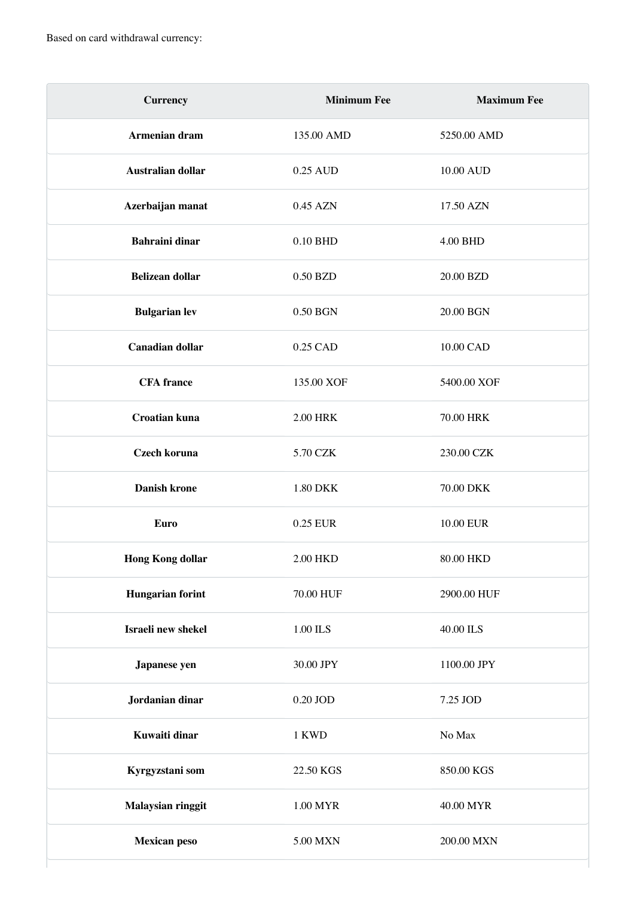Based on card withdrawal currency:

| Currency | Minimum Fee | Maximum Fee |
|---|---|---|
| **Armenian dram** | 135.00 AMD | 5250.00 AMD |
| **Australian dollar** | 0.25 AUD | 10.00 AUD |
| **Azerbaijan manat** | 0.45 AZN | 17.50 AZN |
| **Bahraini dinar** | 0.10 BHD | 4.00 BHD |
| **Belizean dollar** | 0.50 BZD | 20.00 BZD |
| **Bulgarian lev** | 0.50 BGN | 20.00 BGN |
| **Canadian dollar** | 0.25 CAD | 10.00 CAD |
| **CFA france** | 135.00 XOF | 5400.00 XOF |
| **Croatian kuna** | 2.00 HRK | 70.00 HRK |
| **Czech koruna** | 5.70 CZK | 230.00 CZK |
| **Danish krone** | 1.80 DKK | 70.00 DKK |
| **Euro** | 0.25 EUR | 10.00 EUR |
| **Hong Kong dollar** | 2.00 HKD | 80.00 HKD |
| **Hungarian forint** | 70.00 HUF | 2900.00 HUF |
| **Israeli new shekel** | 1.00 ILS | 40.00 ILS |
| **Japanese yen** | 30.00 JPY | 1100.00 JPY |
| **Jordanian dinar** | 0.20 JOD | 7.25 JOD |
| **Kuwaiti dinar** | 1 KWD | No Max |
| **Kyrgyzstani som** | 22.50 KGS | 850.00 KGS |
| **Malaysian ringgit** | 1.00 MYR | 40.00 MYR |
| **Mexican peso** | 5.00 MXN | 200.00 MXN |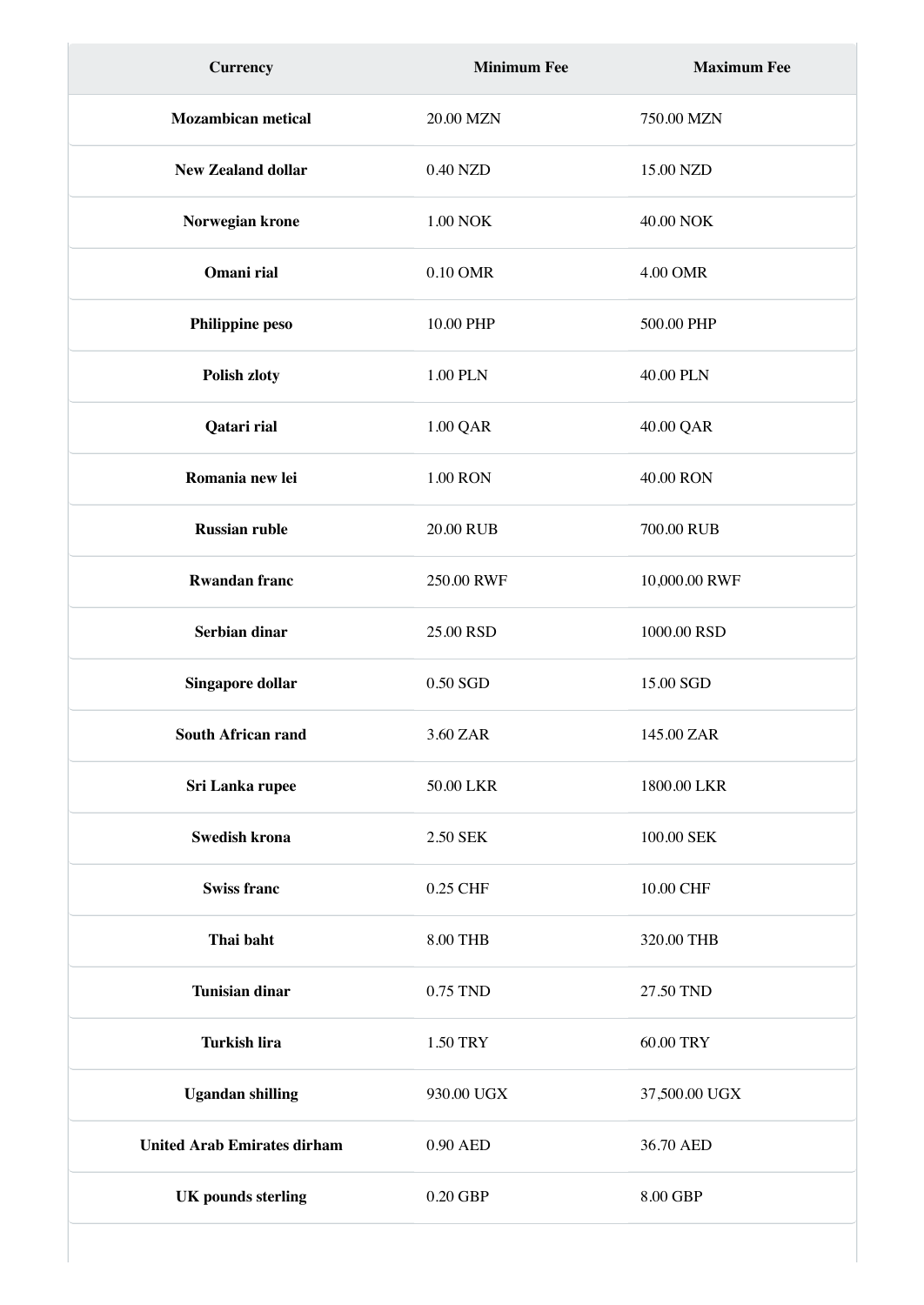| Currency | Minimum Fee | Maximum Fee |
| --- | --- | --- |
| **Mozambican metical** | 20.00 MZN | 750.00 MZN |
| **New Zealand dollar** | 0.40 NZD | 15.00 NZD |
| **Norwegian krone** | 1.00 NOK | 40.00 NOK |
| **Omani rial** | 0.10 OMR | 4.00 OMR |
| **Philippine peso** | 10.00 PHP | 500.00 PHP |
| **Polish zloty** | 1.00 PLN | 40.00 PLN |
| **Qatari rial** | 1.00 QAR | 40.00 QAR |
| **Romania new lei** | 1.00 RON | 40.00 RON |
| **Russian ruble** | 20.00 RUB | 700.00 RUB |
| **Rwandan franc** | 250.00 RWF | 10,000.00 RWF |
| **Serbian dinar** | 25.00 RSD | 1000.00 RSD |
| **Singapore dollar** | 0.50 SGD | 15.00 SGD |
| **South African rand** | 3.60 ZAR | 145.00 ZAR |
| **Sri Lanka rupee** | 50.00 LKR | 1800.00 LKR |
| **Swedish krona** | 2.50 SEK | 100.00 SEK |
| **Swiss franc** | 0.25 CHF | 10.00 CHF |
| **Thai baht** | 8.00 THB | 320.00 THB |
| **Tunisian dinar** | 0.75 TND | 27.50 TND |
| **Turkish lira** | 1.50 TRY | 60.00 TRY |
| **Ugandan shilling** | 930.00 UGX | 37,500.00 UGX |
| **United Arab Emirates dirham** | 0.90 AED | 36.70 AED |
| **UK pounds sterling** | 0.20 GBP | 8.00 GBP |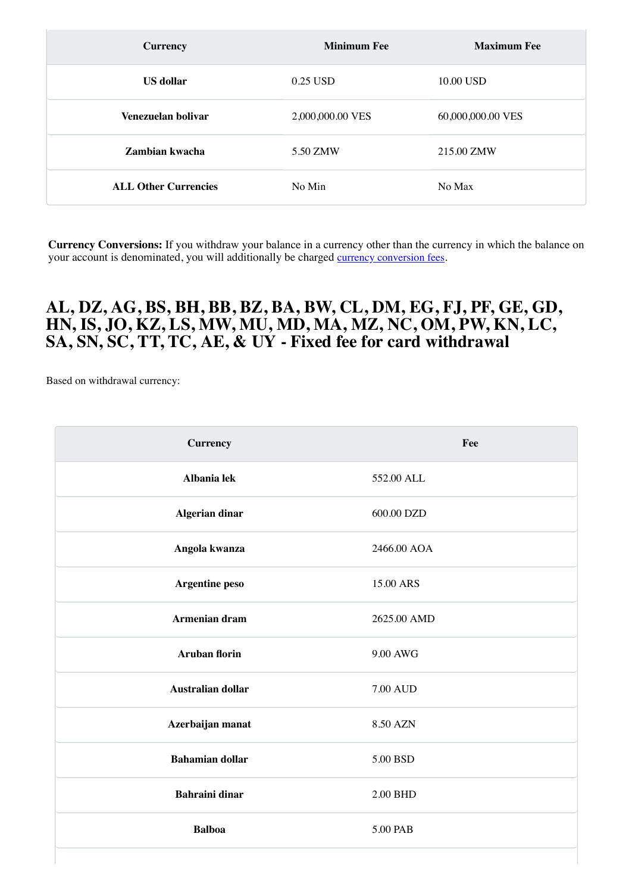| Currency | Minimum Fee | Maximum Fee |
|---|---|---|
| **US dollar** | 0.25 USD | 10.00 USD |
| **Venezuelan bolivar** | 2,000,000.00 VES | 60,000,000.00 VES |
| **Zambian kwacha** | 5.50 ZMW | 215.00 ZMW |
| **ALL Other Currencies** | No Min | No Max |

**Currency Conversions:** If you withdraw your balance in a currency other than the currency in which the balance on your account is denominated, you will additionally be charged currency conversion fees.

## AL, DZ, AG, BS, BH, BB, BZ, BA, BW, CL, DM, EG, FJ, PF, GE, GD, HN, IS, JO, KZ, LS, MW, MU, MD, MA, MZ, NC, OM, PW, KN, LC, SA, SN, SC, TT, TC, AE, & UY - Fixed fee for card withdrawal

Based on withdrawal currency:

| Currency | Fee |
|---|---|
| **Albania lek** | 552.00 ALL |
| **Algerian dinar** | 600.00 DZD |
| **Angola kwanza** | 2466.00 AOA |
| **Argentine peso** | 15.00 ARS |
| **Armenian dram** | 2625.00 AMD |
| **Aruban florin** | 9.00 AWG |
| **Australian dollar** | 7.00 AUD |
| **Azerbaijan manat** | 8.50 AZN |
| **Bahamian dollar** | 5.00 BSD |
| **Bahraini dinar** | 2.00 BHD |
| **Balboa** | 5.00 PAB |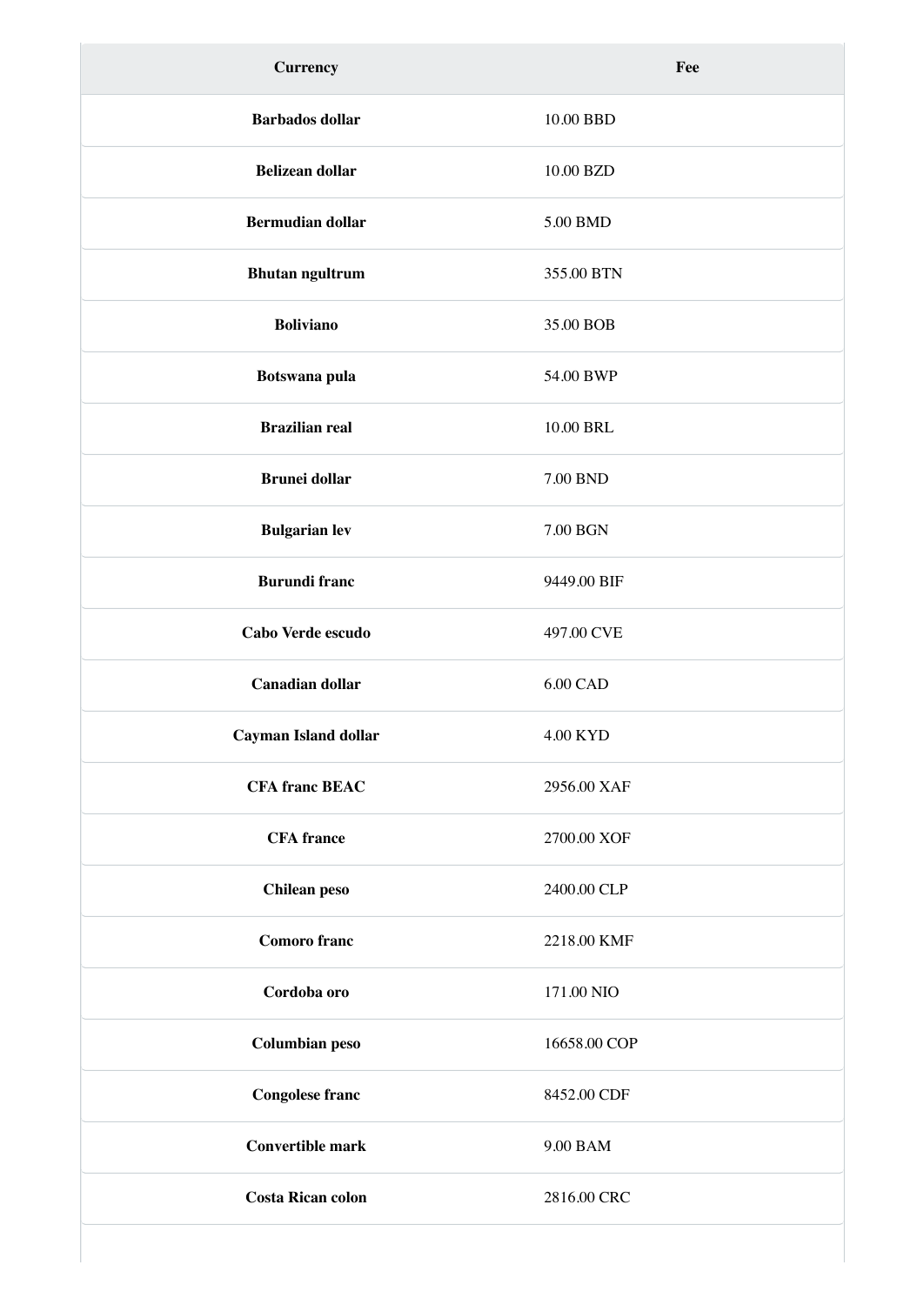| Currency | Fee |
| --- | --- |
| **Barbados dollar** | 10.00 BBD |
| **Belizean dollar** | 10.00 BZD |
| **Bermudian dollar** | 5.00 BMD |
| **Bhutan ngultrum** | 355.00 BTN |
| **Boliviano** | 35.00 BOB |
| **Botswana pula** | 54.00 BWP |
| **Brazilian real** | 10.00 BRL |
| **Brunei dollar** | 7.00 BND |
| **Bulgarian lev** | 7.00 BGN |
| **Burundi franc** | 9449.00 BIF |
| **Cabo Verde escudo** | 497.00 CVE |
| **Canadian dollar** | 6.00 CAD |
| **Cayman Island dollar** | 4.00 KYD |
| **CFA franc BEAC** | 2956.00 XAF |
| **CFA france** | 2700.00 XOF |
| **Chilean peso** | 2400.00 CLP |
| **Comoro franc** | 2218.00 KMF |
| **Cordoba oro** | 171.00 NIO |
| **Columbian peso** | 16658.00 COP |
| **Congolese franc** | 8452.00 CDF |
| **Convertible mark** | 9.00 BAM |
| **Costa Rican colon** | 2816.00 CRC |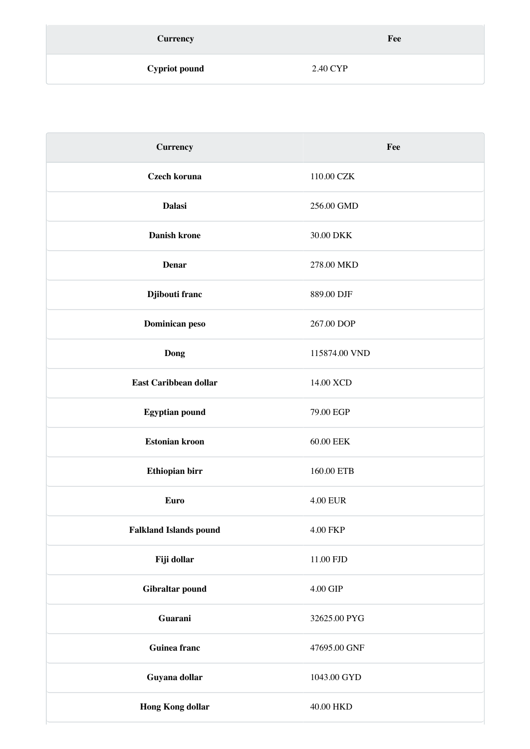| Currency | Fee |
| --- | --- |
| **Cypriot pound** | 2.40 CYP |

| Currency | Fee |
| --- | --- |
| **Czech koruna** | 110.00 CZK |
| **Dalasi** | 256.00 GMD |
| **Danish krone** | 30.00 DKK |
| **Denar** | 278.00 MKD |
| **Djibouti franc** | 889.00 DJF |
| **Dominican peso** | 267.00 DOP |
| **Dong** | 115874.00 VND |
| **East Caribbean dollar** | 14.00 XCD |
| **Egyptian pound** | 79.00 EGP |
| **Estonian kroon** | 60.00 EEK |
| **Ethiopian birr** | 160.00 ETB |
| **Euro** | 4.00 EUR |
| **Falkland Islands pound** | 4.00 FKP |
| **Fiji dollar** | 11.00 FJD |
| **Gibraltar pound** | 4.00 GIP |
| **Guarani** | 32625.00 PYG |
| **Guinea franc** | 47695.00 GNF |
| **Guyana dollar** | 1043.00 GYD |
| **Hong Kong dollar** | 40.00 HKD |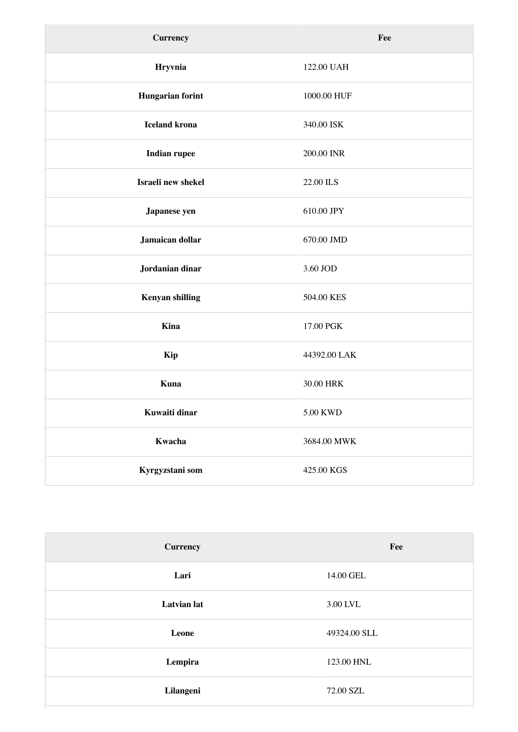| Currency | Fee |
| --- | --- |
| **Hryvnia** | 122.00 UAH |
| **Hungarian forint** | 1000.00 HUF |
| **Iceland krona** | 340.00 ISK |
| **Indian rupee** | 200.00 INR |
| **Israeli new shekel** | 22.00 ILS |
| **Japanese yen** | 610.00 JPY |
| **Jamaican dollar** | 670.00 JMD |
| **Jordanian dinar** | 3.60 JOD |
| **Kenyan shilling** | 504.00 KES |
| **Kina** | 17.00 PGK |
| **Kip** | 44392.00 LAK |
| **Kuna** | 30.00 HRK |
| **Kuwaiti dinar** | 5.00 KWD |
| **Kwacha** | 3684.00 MWK |
| **Kyrgyzstani som** | 425.00 KGS |

| Currency | Fee |
| --- | --- |
| **Lari** | 14.00 GEL |
| **Latvian lat** | 3.00 LVL |
| **Leone** | 49324.00 SLL |
| **Lempira** | 123.00 HNL |
| **Lilangeni** | 72.00 SZL |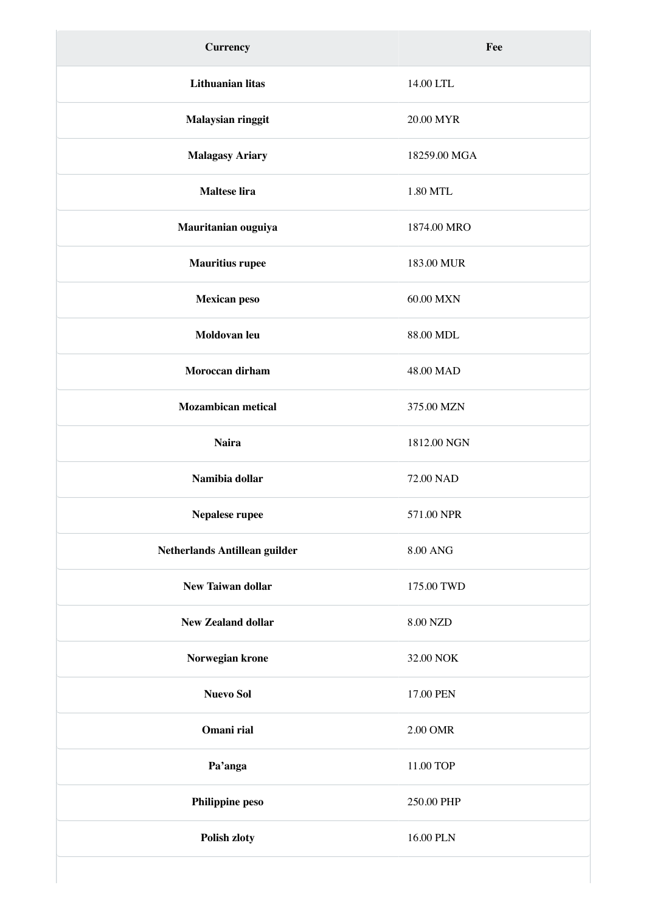| Currency | Fee |
| --- | --- |
| **Lithuanian litas** | 14.00 LTL |
| **Malaysian ringgit** | 20.00 MYR |
| **Malagasy Ariary** | 18259.00 MGA |
| **Maltese lira** | 1.80 MTL |
| **Mauritanian ouguiya** | 1874.00 MRO |
| **Mauritius rupee** | 183.00 MUR |
| **Mexican peso** | 60.00 MXN |
| **Moldovan leu** | 88.00 MDL |
| **Moroccan dirham** | 48.00 MAD |
| **Mozambican metical** | 375.00 MZN |
| **Naira** | 1812.00 NGN |
| **Namibia dollar** | 72.00 NAD |
| **Nepalese rupee** | 571.00 NPR |
| **Netherlands Antillean guilder** | 8.00 ANG |
| **New Taiwan dollar** | 175.00 TWD |
| **New Zealand dollar** | 8.00 NZD |
| **Norwegian krone** | 32.00 NOK |
| **Nuevo Sol** | 17.00 PEN |
| **Omani rial** | 2.00 OMR |
| **Pa'anga** | 11.00 TOP |
| **Philippine peso** | 250.00 PHP |
| **Polish zloty** | 16.00 PLN |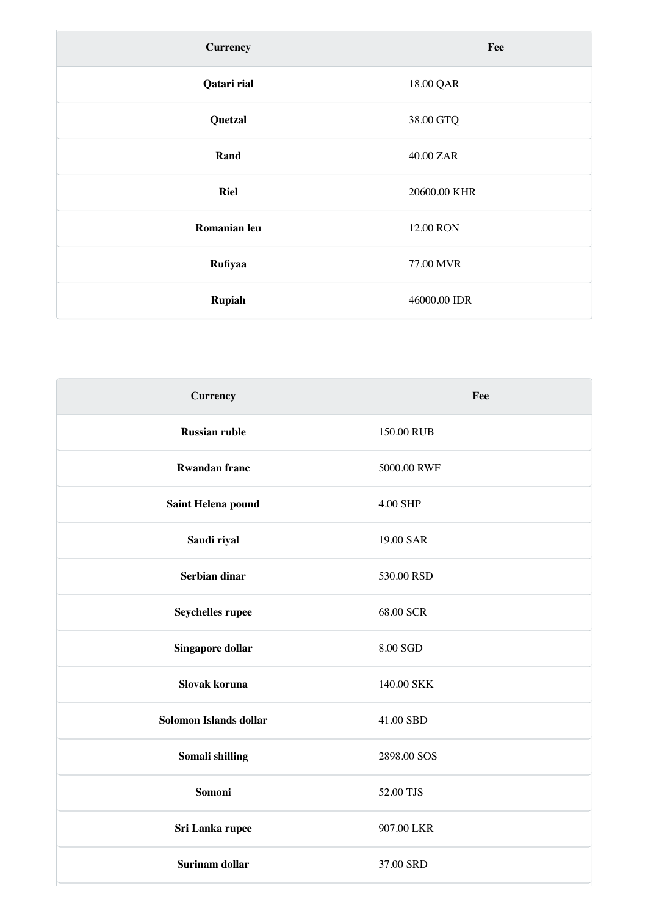| Currency | Fee |
| --- | --- |
| **Qatari rial** | 18.00 QAR |
| **Quetzal** | 38.00 GTQ |
| **Rand** | 40.00 ZAR |
| **Riel** | 20600.00 KHR |
| **Romanian leu** | 12.00 RON |
| **Rufiyaa** | 77.00 MVR |
| **Rupiah** | 46000.00 IDR |

| Currency | Fee |
| --- | --- |
| **Russian ruble** | 150.00 RUB |
| **Rwandan franc** | 5000.00 RWF |
| **Saint Helena pound** | 4.00 SHP |
| **Saudi riyal** | 19.00 SAR |
| **Serbian dinar** | 530.00 RSD |
| **Seychelles rupee** | 68.00 SCR |
| **Singapore dollar** | 8.00 SGD |
| **Slovak koruna** | 140.00 SKK |
| **Solomon Islands dollar** | 41.00 SBD |
| **Somali shilling** | 2898.00 SOS |
| **Somoni** | 52.00 TJS |
| **Sri Lanka rupee** | 907.00 LKR |
| **Surinam dollar** | 37.00 SRD |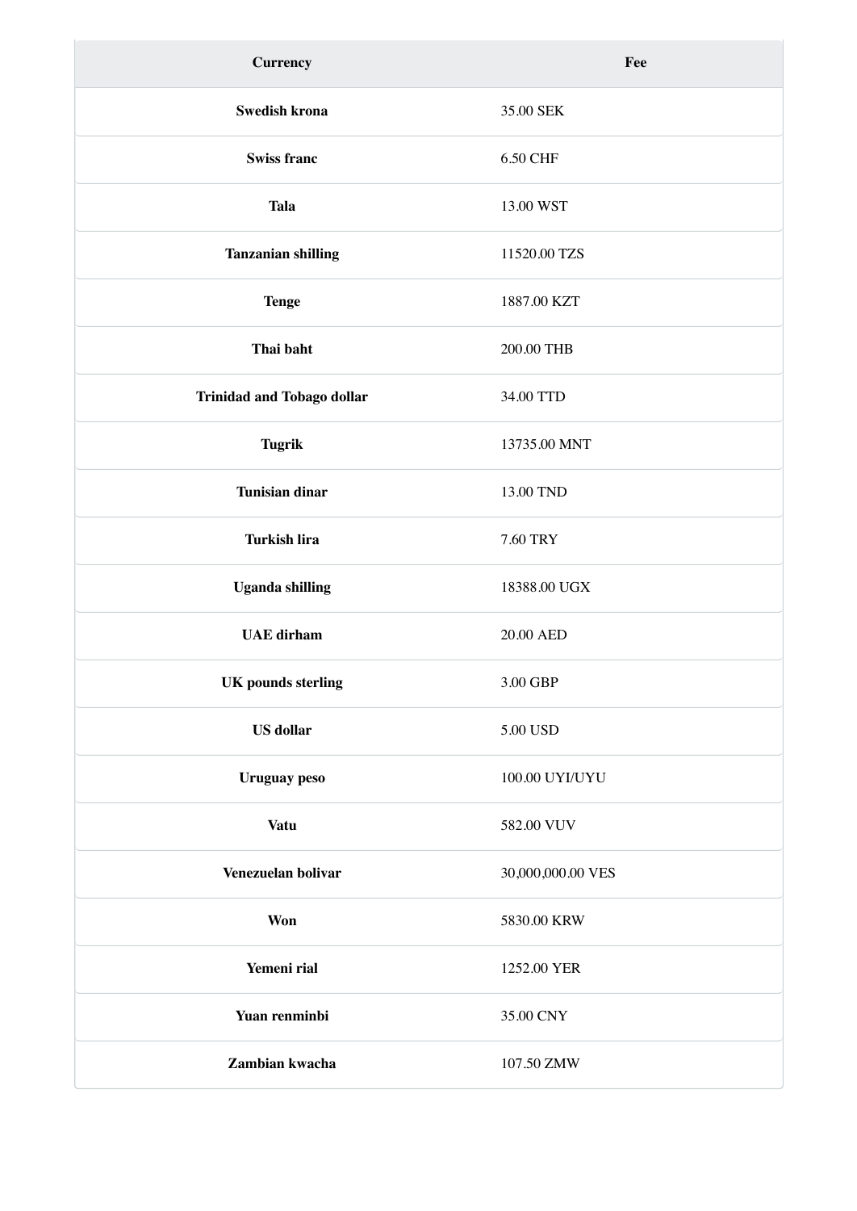| Currency | Fee |
|---|---|
| **Swedish krona** | 35.00 SEK |
| **Swiss franc** | 6.50 CHF |
| **Tala** | 13.00 WST |
| **Tanzanian shilling** | 11520.00 TZS |
| **Tenge** | 1887.00 KZT |
| **Thai baht** | 200.00 THB |
| **Trinidad and Tobago dollar** | 34.00 TTD |
| **Tugrik** | 13735.00 MNT |
| **Tunisian dinar** | 13.00 TND |
| **Turkish lira** | 7.60 TRY |
| **Uganda shilling** | 18388.00 UGX |
| **UAE dirham** | 20.00 AED |
| **UK pounds sterling** | 3.00 GBP |
| **US dollar** | 5.00 USD |
| **Uruguay peso** | 100.00 UYI/UYU |
| **Vatu** | 582.00 VUV |
| **Venezuelan bolivar** | 30,000,000.00 VES |
| **Won** | 5830.00 KRW |
| **Yemeni rial** | 1252.00 YER |
| **Yuan renminbi** | 35.00 CNY |
| **Zambian kwacha** | 107.50 ZMW |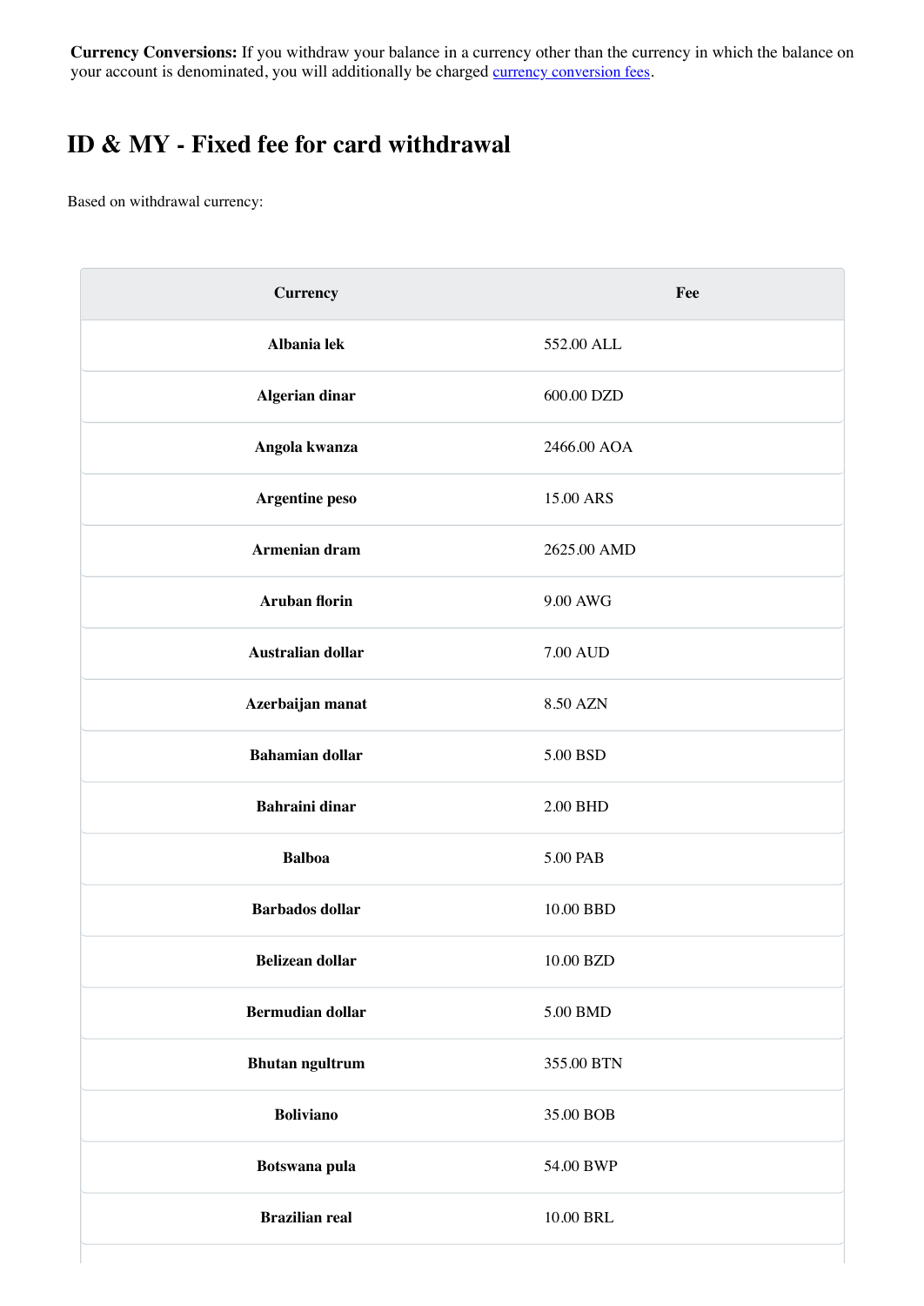**Currency Conversions:** If you withdraw your balance in a currency other than the currency in which the balance on your account is denominated, you will additionally be charged [currency conversion fees](#).

# ID & MY - Fixed fee for card withdrawal

Based on withdrawal currency:

| Currency | Fee |
| --- | --- |
| **Albania lek** | 552.00 ALL |
| **Algerian dinar** | 600.00 DZD |
| **Angola kwanza** | 2466.00 AOA |
| **Argentine peso** | 15.00 ARS |
| **Armenian dram** | 2625.00 AMD |
| **Aruban florin** | 9.00 AWG |
| **Australian dollar** | 7.00 AUD |
| **Azerbaijan manat** | 8.50 AZN |
| **Bahamian dollar** | 5.00 BSD |
| **Bahraini dinar** | 2.00 BHD |
| **Balboa** | 5.00 PAB |
| **Barbados dollar** | 10.00 BBD |
| **Belizean dollar** | 10.00 BZD |
| **Bermudian dollar** | 5.00 BMD |
| **Bhutan ngultrum** | 355.00 BTN |
| **Boliviano** | 35.00 BOB |
| **Botswana pula** | 54.00 BWP |
| **Brazilian real** | 10.00 BRL |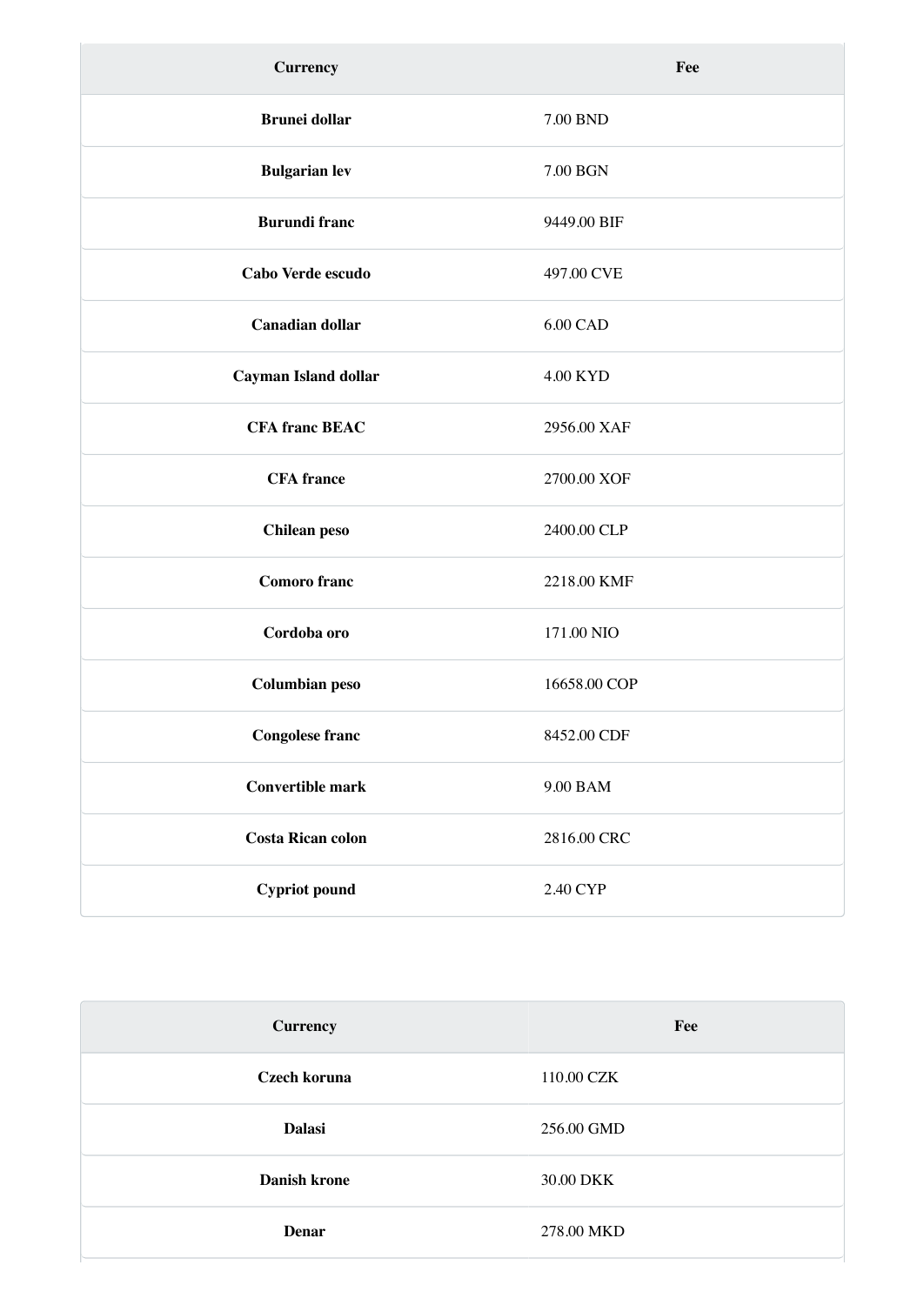| Currency | Fee |
| --- | --- |
| **Brunei dollar** | 7.00 BND |
| **Bulgarian lev** | 7.00 BGN |
| **Burundi franc** | 9449.00 BIF |
| **Cabo Verde escudo** | 497.00 CVE |
| **Canadian dollar** | 6.00 CAD |
| **Cayman Island dollar** | 4.00 KYD |
| **CFA franc BEAC** | 2956.00 XAF |
| **CFA france** | 2700.00 XOF |
| **Chilean peso** | 2400.00 CLP |
| **Comoro franc** | 2218.00 KMF |
| **Cordoba oro** | 171.00 NIO |
| **Columbian peso** | 16658.00 COP |
| **Congolese franc** | 8452.00 CDF |
| **Convertible mark** | 9.00 BAM |
| **Costa Rican colon** | 2816.00 CRC |
| **Cypriot pound** | 2.40 CYP |

| Currency | Fee |
| --- | --- |
| **Czech koruna** | 110.00 CZK |
| **Dalasi** | 256.00 GMD |
| **Danish krone** | 30.00 DKK |
| **Denar** | 278.00 MKD |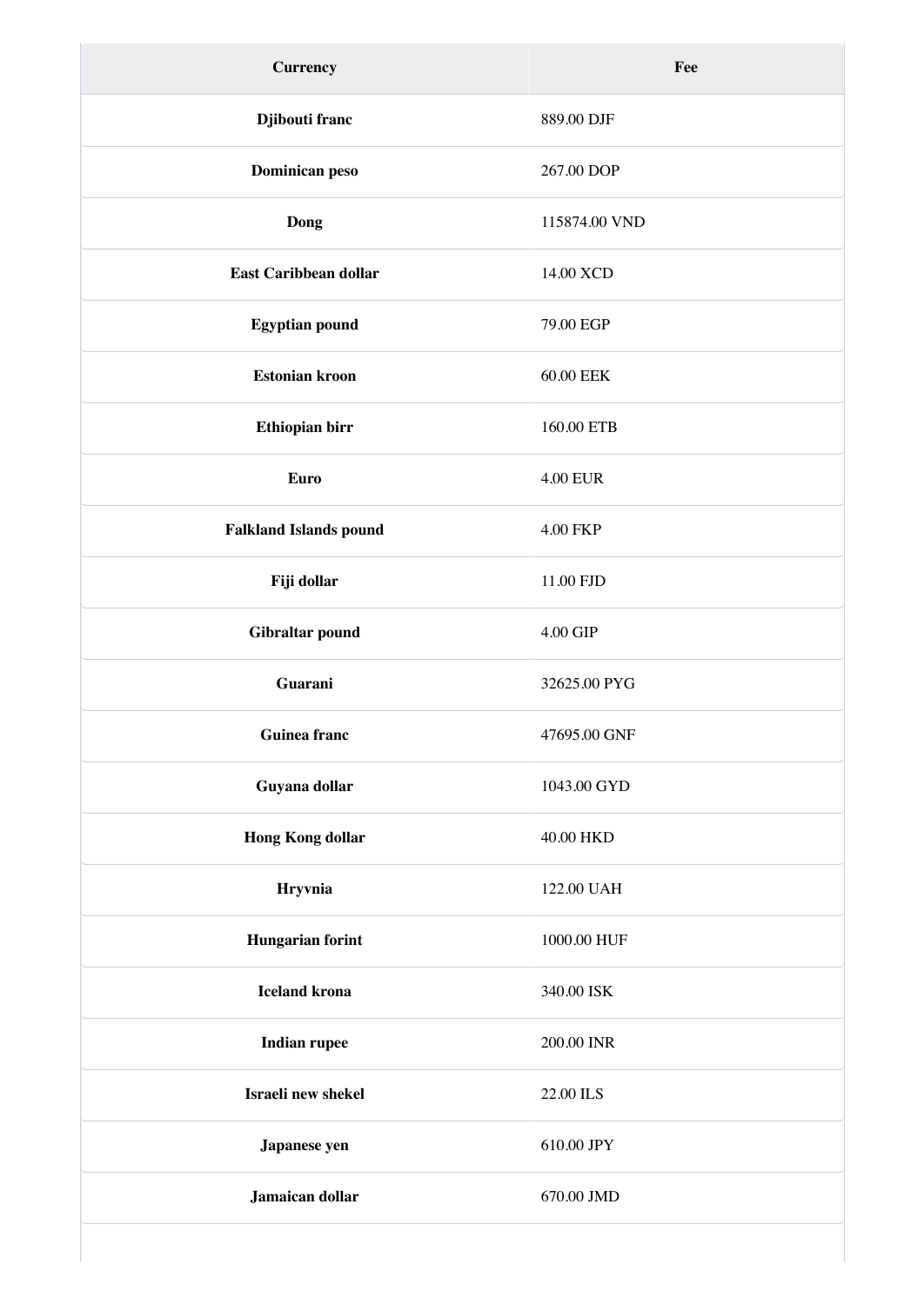| Currency | Fee |
|---|---|
| Djibouti franc | 889.00 DJF |
| Dominican peso | 267.00 DOP |
| Dong | 115874.00 VND |
| East Caribbean dollar | 14.00 XCD |
| Egyptian pound | 79.00 EGP |
| Estonian kroon | 60.00 EEK |
| Ethiopian birr | 160.00 ETB |
| Euro | 4.00 EUR |
| Falkland Islands pound | 4.00 FKP |
| Fiji dollar | 11.00 FJD |
| Gibraltar pound | 4.00 GIP |
| Guarani | 32625.00 PYG |
| Guinea franc | 47695.00 GNF |
| Guyana dollar | 1043.00 GYD |
| Hong Kong dollar | 40.00 HKD |
| Hryvnia | 122.00 UAH |
| Hungarian forint | 1000.00 HUF |
| Iceland krona | 340.00 ISK |
| Indian rupee | 200.00 INR |
| Israeli new shekel | 22.00 ILS |
| Japanese yen | 610.00 JPY |
| Jamaican dollar | 670.00 JMD |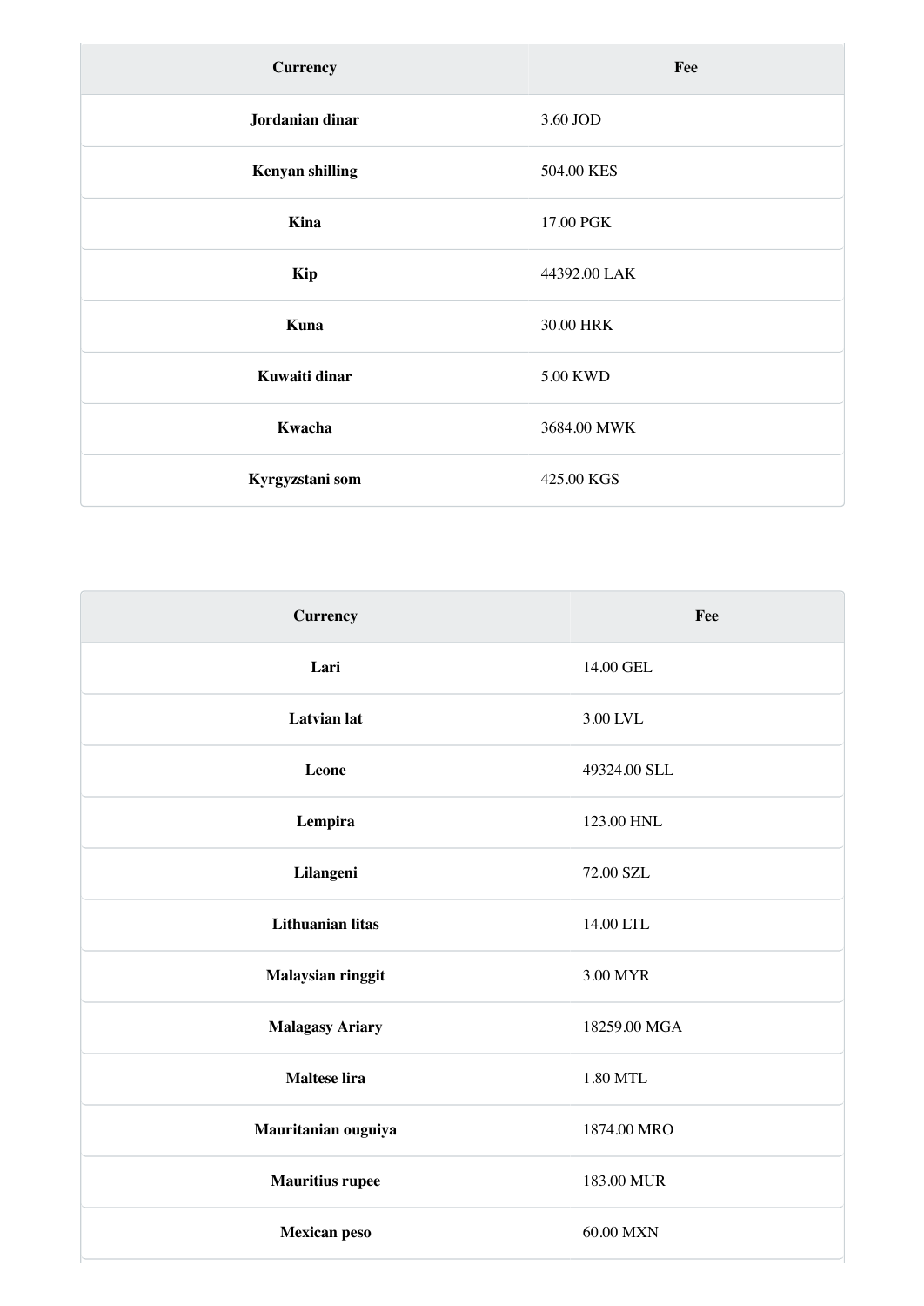| Currency | Fee |
| --- | --- |
| **Jordanian dinar** | 3.60 JOD |
| **Kenyan shilling** | 504.00 KES |
| **Kina** | 17.00 PGK |
| **Kip** | 44392.00 LAK |
| **Kuna** | 30.00 HRK |
| **Kuwaiti dinar** | 5.00 KWD |
| **Kwacha** | 3684.00 MWK |
| **Kyrgyzstani som** | 425.00 KGS |

| Currency | Fee |
| --- | --- |
| **Lari** | 14.00 GEL |
| **Latvian lat** | 3.00 LVL |
| **Leone** | 49324.00 SLL |
| **Lempira** | 123.00 HNL |
| **Lilangeni** | 72.00 SZL |
| **Lithuanian litas** | 14.00 LTL |
| **Malaysian ringgit** | 3.00 MYR |
| **Malagasy Ariary** | 18259.00 MGA |
| **Maltese lira** | 1.80 MTL |
| **Mauritanian ouguiya** | 1874.00 MRO |
| **Mauritius rupee** | 183.00 MUR |
| **Mexican peso** | 60.00 MXN |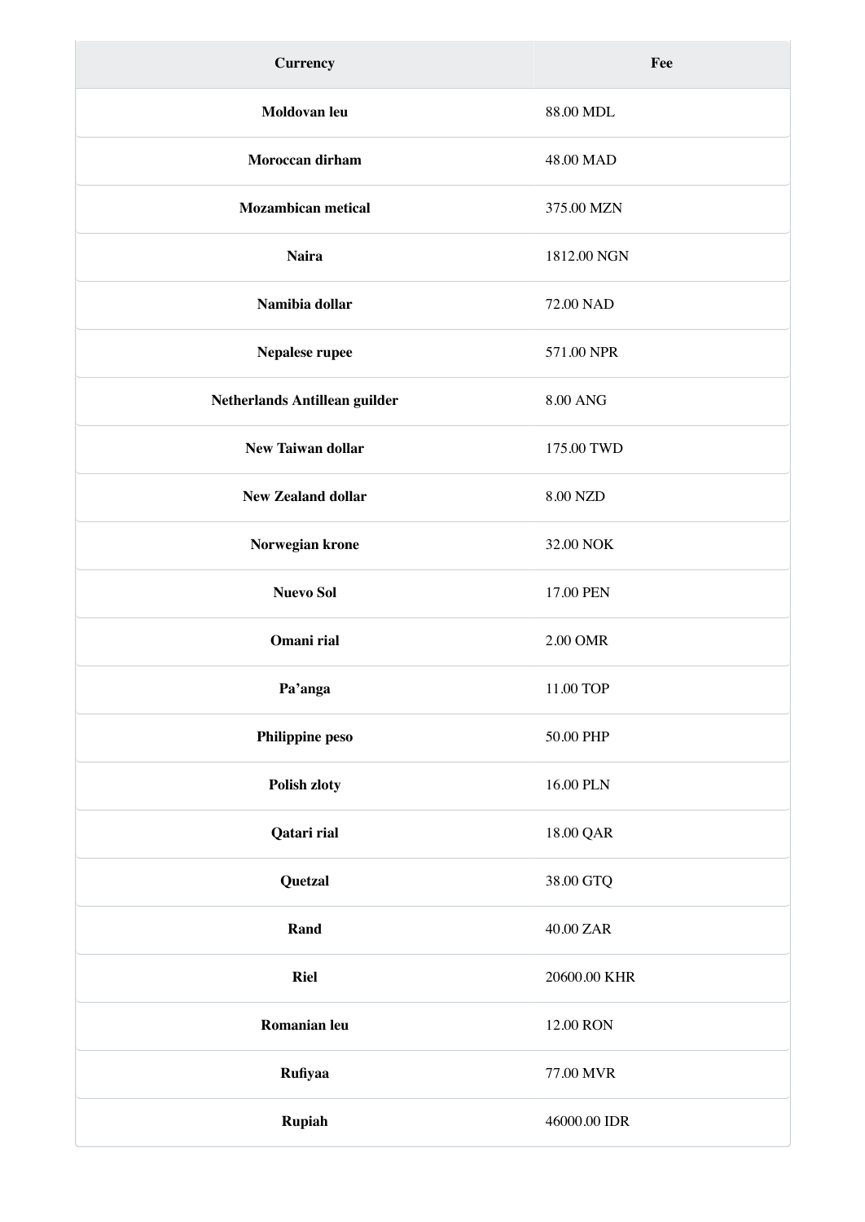| Currency | Fee |
|---|---|
| **Moldovan leu** | 88.00 MDL |
| **Moroccan dirham** | 48.00 MAD |
| **Mozambican metical** | 375.00 MZN |
| **Naira** | 1812.00 NGN |
| **Namibia dollar** | 72.00 NAD |
| **Nepalese rupee** | 571.00 NPR |
| **Netherlands Antillean guilder** | 8.00 ANG |
| **New Taiwan dollar** | 175.00 TWD |
| **New Zealand dollar** | 8.00 NZD |
| **Norwegian krone** | 32.00 NOK |
| **Nuevo Sol** | 17.00 PEN |
| **Omani rial** | 2.00 OMR |
| **Pa'anga** | 11.00 TOP |
| **Philippine peso** | 50.00 PHP |
| **Polish zloty** | 16.00 PLN |
| **Qatari rial** | 18.00 QAR |
| **Quetzal** | 38.00 GTQ |
| **Rand** | 40.00 ZAR |
| **Riel** | 20600.00 KHR |
| **Romanian leu** | 12.00 RON |
| **Rufiyaa** | 77.00 MVR |
| **Rupiah** | 46000.00 IDR |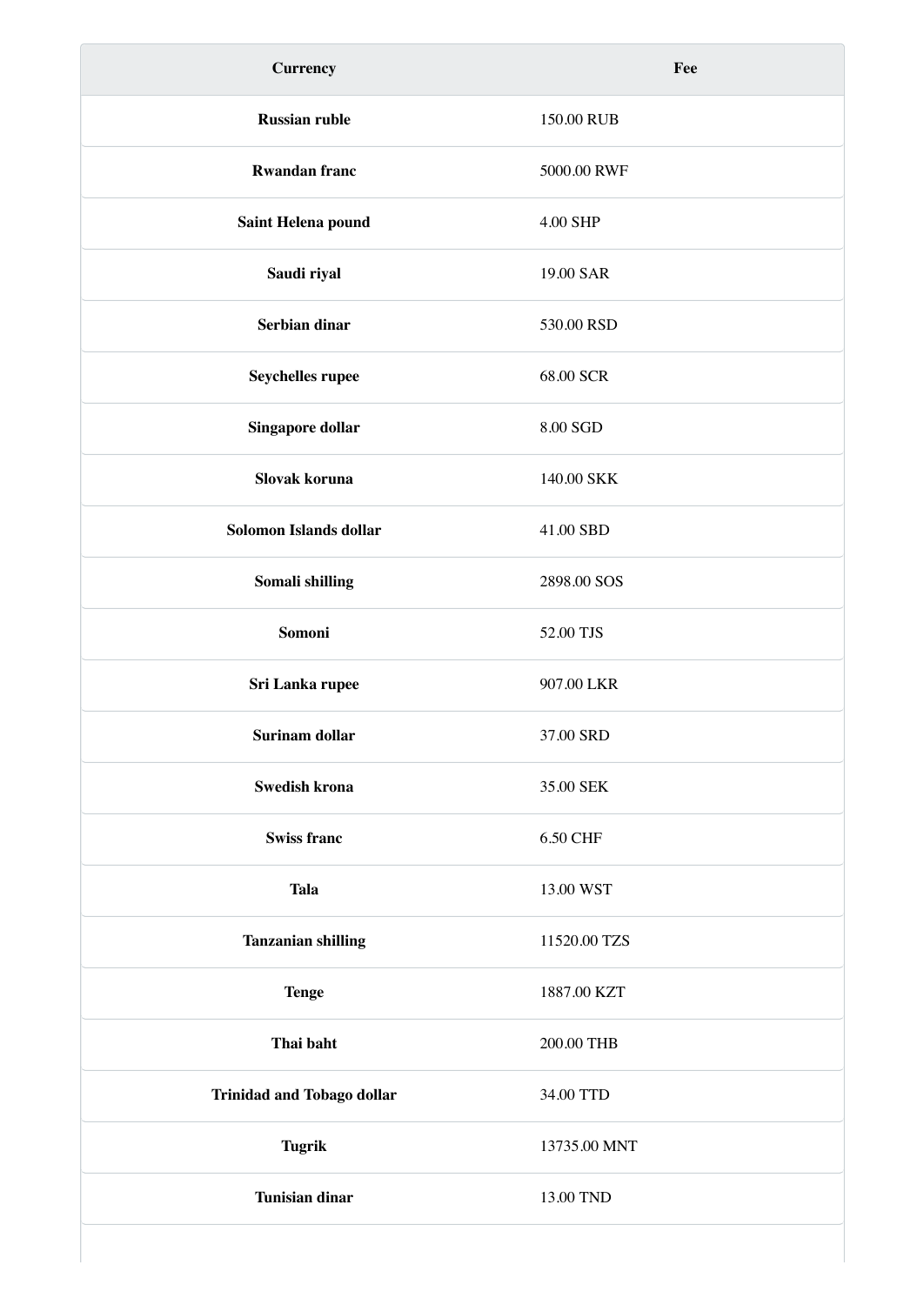| Currency | Fee |
|---|---|
| **Russian ruble** | 150.00 RUB |
| **Rwandan franc** | 5000.00 RWF |
| **Saint Helena pound** | 4.00 SHP |
| **Saudi riyal** | 19.00 SAR |
| **Serbian dinar** | 530.00 RSD |
| **Seychelles rupee** | 68.00 SCR |
| **Singapore dollar** | 8.00 SGD |
| **Slovak koruna** | 140.00 SKK |
| **Solomon Islands dollar** | 41.00 SBD |
| **Somali shilling** | 2898.00 SOS |
| **Somoni** | 52.00 TJS |
| **Sri Lanka rupee** | 907.00 LKR |
| **Surinam dollar** | 37.00 SRD |
| **Swedish krona** | 35.00 SEK |
| **Swiss franc** | 6.50 CHF |
| **Tala** | 13.00 WST |
| **Tanzanian shilling** | 11520.00 TZS |
| **Tenge** | 1887.00 KZT |
| **Thai baht** | 200.00 THB |
| **Trinidad and Tobago dollar** | 34.00 TTD |
| **Tugrik** | 13735.00 MNT |
| **Tunisian dinar** | 13.00 TND |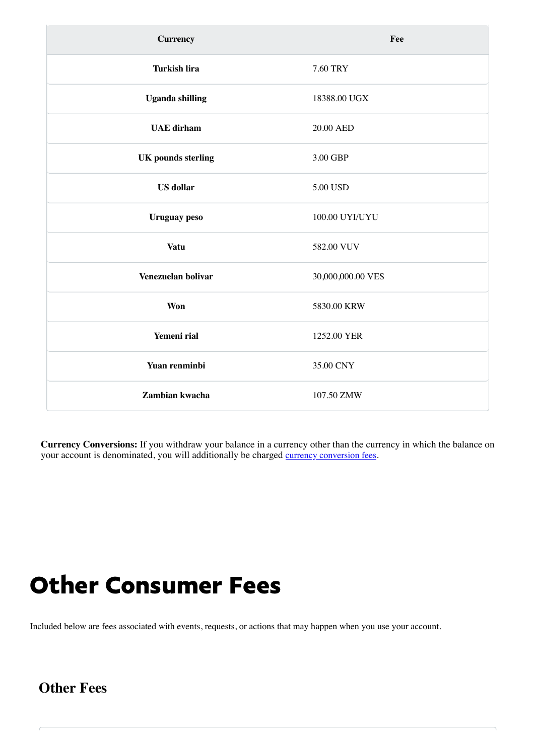| Currency | Fee |
| --- | --- |
| **Turkish lira** | 7.60 TRY |
| **Uganda shilling** | 18388.00 UGX |
| **UAE dirham** | 20.00 AED |
| **UK pounds sterling** | 3.00 GBP |
| **US dollar** | 5.00 USD |
| **Uruguay peso** | 100.00 UYI/UYU |
| **Vatu** | 582.00 VUV |
| **Venezuelan bolivar** | 30,000,000.00 VES |
| **Won** | 5830.00 KRW |
| **Yemeni rial** | 1252.00 YER |
| **Yuan renminbi** | 35.00 CNY |
| **Zambian kwacha** | 107.50 ZMW |

**Currency Conversions:** If you withdraw your balance in a currency other than the currency in which the balance on your account is denominated, you will additionally be charged currency conversion fees.

# Other Consumer Fees

Included below are fees associated with events, requests, or actions that may happen when you use your account.

## Other Fees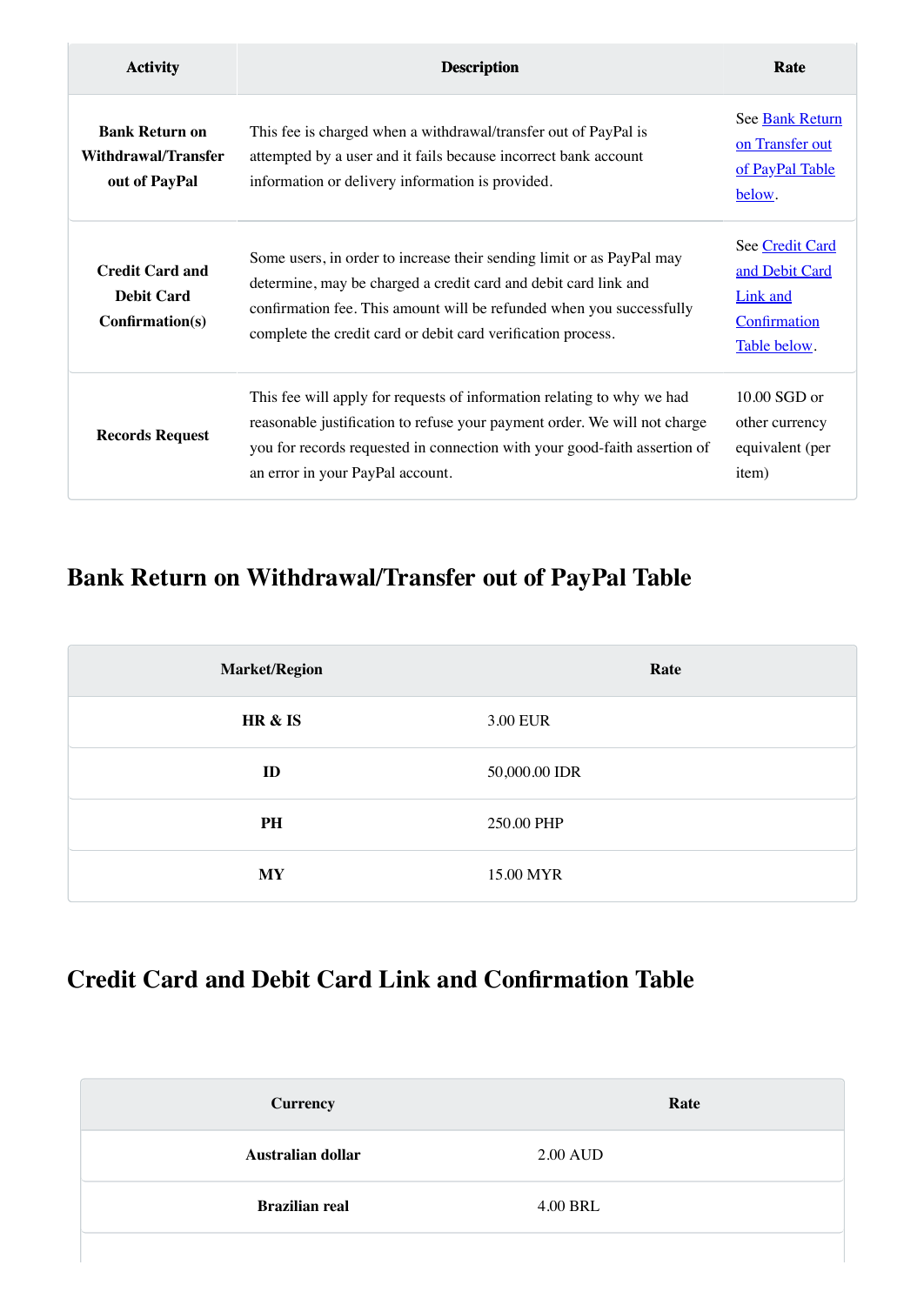| Activity | Description | Rate |
| --- | --- | --- |
| **Bank Return on Withdrawal/Transfer out of PayPal** | This fee is charged when a withdrawal/transfer out of PayPal is attempted by a user and it fails because incorrect bank account information or delivery information is provided. | See Bank Return on Transfer out of PayPal Table below. |
| **Credit Card and Debit Card Confirmation(s)** | Some users, in order to increase their sending limit or as PayPal may determine, may be charged a credit card and debit card link and confirmation fee. This amount will be refunded when you successfully complete the credit card or debit card verification process. | See Credit Card and Debit Card Link and Confirmation Table below. |
| **Records Request** | This fee will apply for requests of information relating to why we had reasonable justification to refuse your payment order. We will not charge you for records requested in connection with your good-faith assertion of an error in your PayPal account. | 10.00 SGD or other currency equivalent (per item) |

## Bank Return on Withdrawal/Transfer out of PayPal Table

| Market/Region | Rate |
| --- | --- |
| **HR & IS** | 3.00 EUR |
| **ID** | 50,000.00 IDR |
| **PH** | 250.00 PHP |
| **MY** | 15.00 MYR |

## Credit Card and Debit Card Link and Confirmation Table

| Currency | Rate |
| --- | --- |
| **Australian dollar** | 2.00 AUD |
| **Brazilian real** | 4.00 BRL |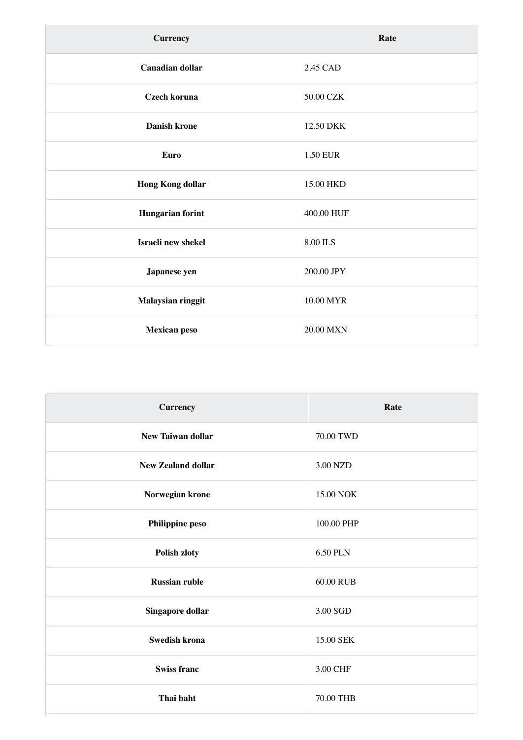| Currency | Rate |
| --- | --- |
| **Canadian dollar** | 2.45 CAD |
| **Czech koruna** | 50.00 CZK |
| **Danish krone** | 12.50 DKK |
| **Euro** | 1.50 EUR |
| **Hong Kong dollar** | 15.00 HKD |
| **Hungarian forint** | 400.00 HUF |
| **Israeli new shekel** | 8.00 ILS |
| **Japanese yen** | 200.00 JPY |
| **Malaysian ringgit** | 10.00 MYR |
| **Mexican peso** | 20.00 MXN |

| Currency | Rate |
| --- | --- |
| **New Taiwan dollar** | 70.00 TWD |
| **New Zealand dollar** | 3.00 NZD |
| **Norwegian krone** | 15.00 NOK |
| **Philippine peso** | 100.00 PHP |
| **Polish zloty** | 6.50 PLN |
| **Russian ruble** | 60.00 RUB |
| **Singapore dollar** | 3.00 SGD |
| **Swedish krona** | 15.00 SEK |
| **Swiss franc** | 3.00 CHF |
| **Thai baht** | 70.00 THB |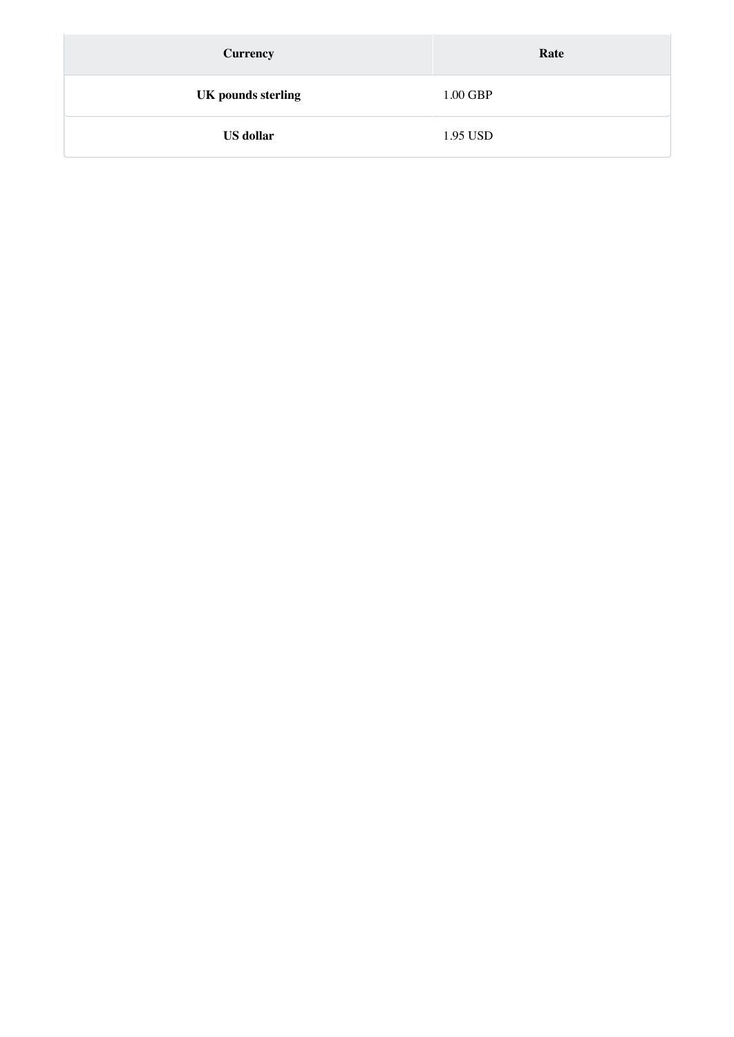| Currency | Rate |
| --- | --- |
| **UK pounds sterling** | 1.00 GBP |
| **US dollar** | 1.95 USD |